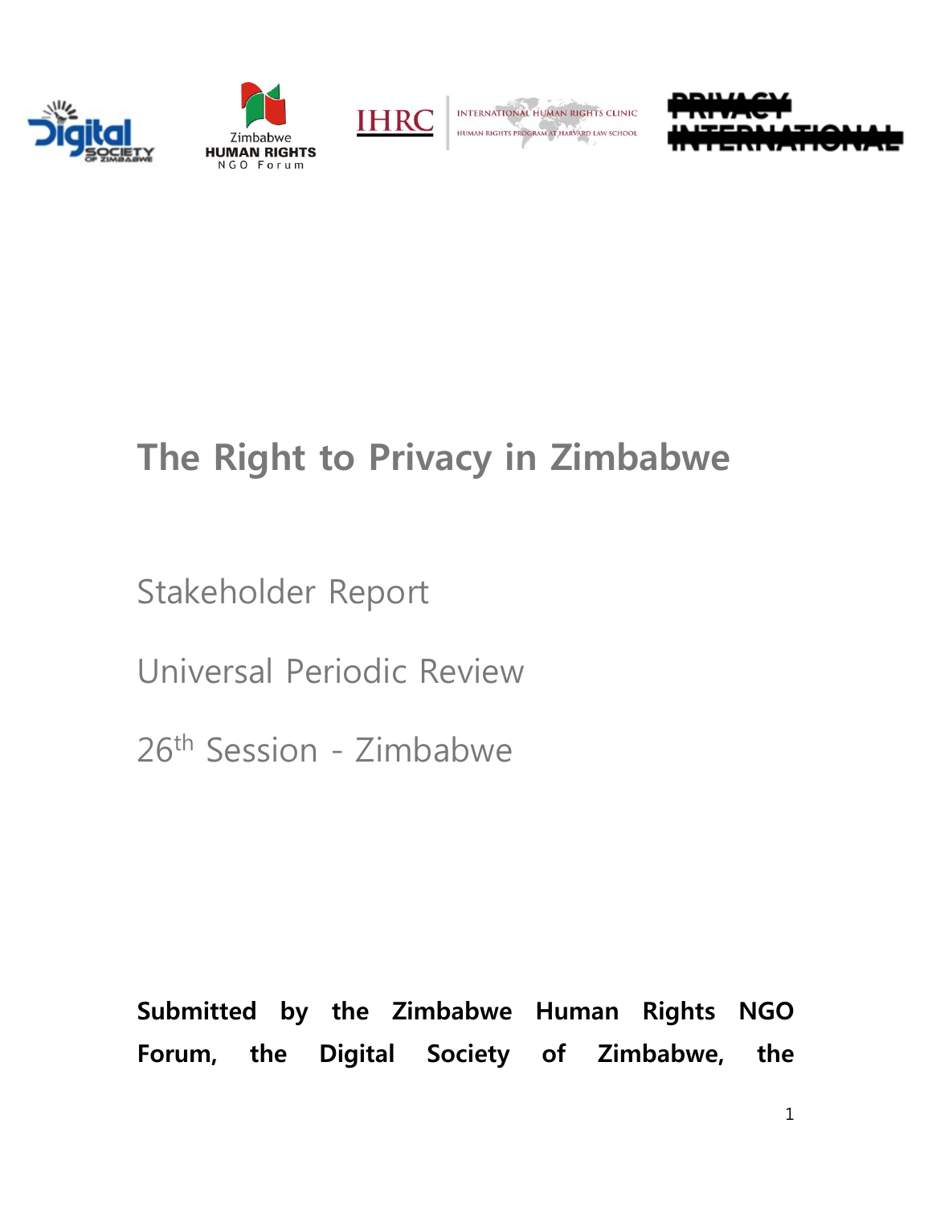# The Right to Privacy in Zimbabwe

Stakeholder Report

Universal Periodic Review

26th Session - Zimbabwe

**Submitted by the Zimbabwe Human Rights NGO Forum, the Digital Society of Zimbabwe, the**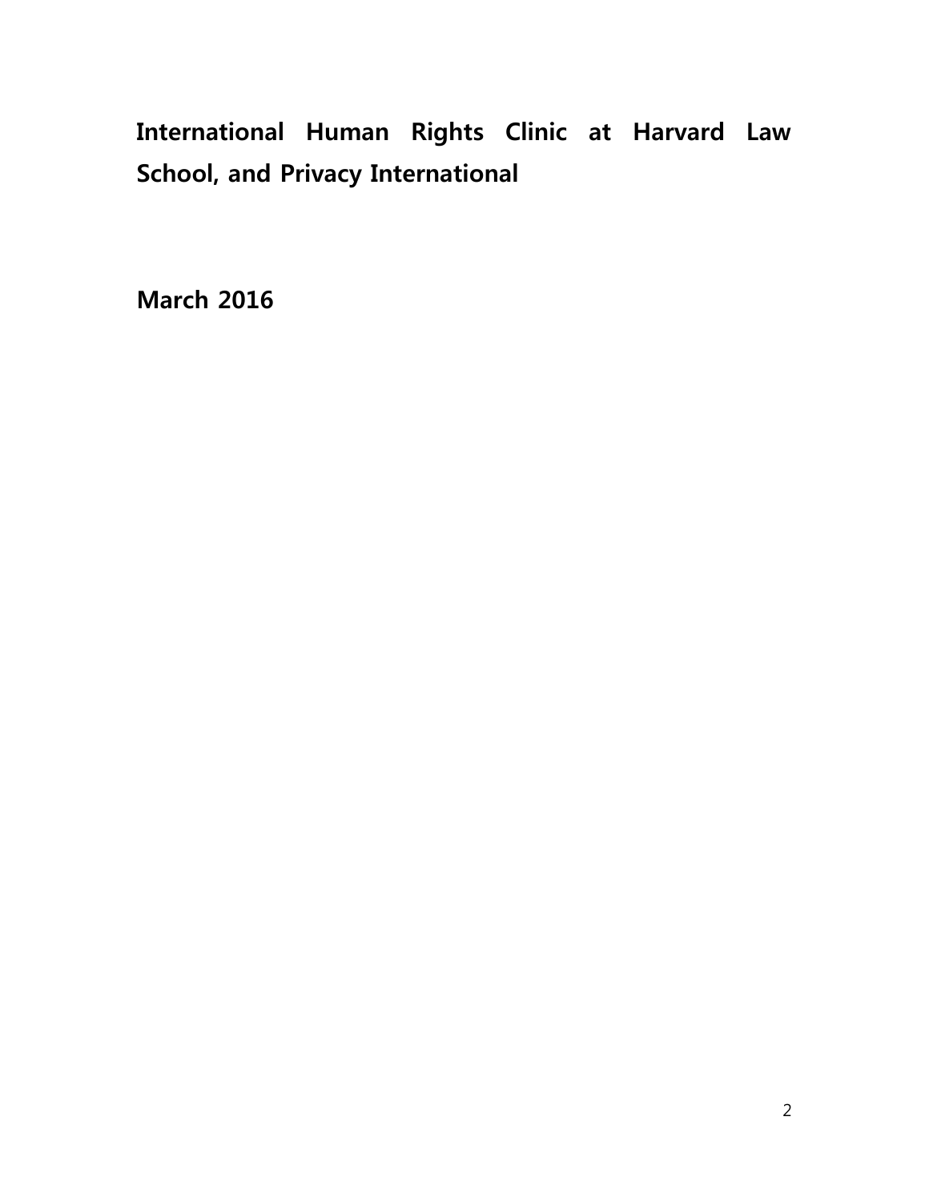**International Human Rights Clinic at Harvard Law School, and Privacy International**

**March 2016**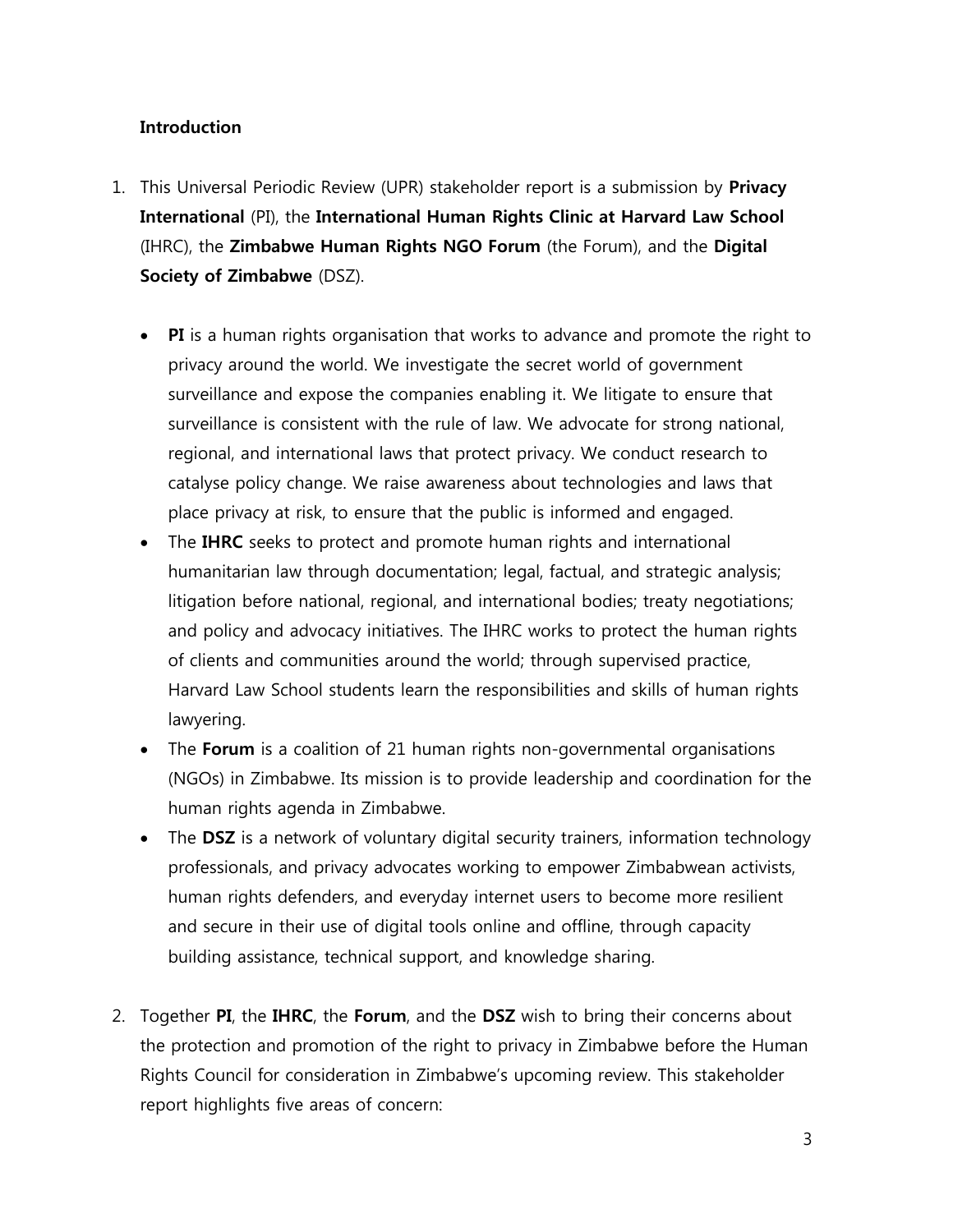## Introduction

1. This Universal Periodic Review (UPR) stakeholder report is a submission by **Privacy International** (PI), the **International Human Rights Clinic at Harvard Law School** (IHRC), the **Zimbabwe Human Rights NGO Forum** (the Forum), and the **Digital Society of Zimbabwe** (DSZ).

   - **PI** is a human rights organisation that works to advance and promote the right to privacy around the world. We investigate the secret world of government surveillance and expose the companies enabling it. We litigate to ensure that surveillance is consistent with the rule of law. We advocate for strong national, regional, and international laws that protect privacy. We conduct research to catalyse policy change. We raise awareness about technologies and laws that place privacy at risk, to ensure that the public is informed and engaged.
   - The **IHRC** seeks to protect and promote human rights and international humanitarian law through documentation; legal, factual, and strategic analysis; litigation before national, regional, and international bodies; treaty negotiations; and policy and advocacy initiatives. The IHRC works to protect the human rights of clients and communities around the world; through supervised practice, Harvard Law School students learn the responsibilities and skills of human rights lawyering.
   - The **Forum** is a coalition of 21 human rights non-governmental organisations (NGOs) in Zimbabwe. Its mission is to provide leadership and coordination for the human rights agenda in Zimbabwe.
   - The **DSZ** is a network of voluntary digital security trainers, information technology professionals, and privacy advocates working to empower Zimbabwean activists, human rights defenders, and everyday internet users to become more resilient and secure in their use of digital tools online and offline, through capacity building assistance, technical support, and knowledge sharing.

2. Together **PI**, the **IHRC**, the **Forum**, and the **DSZ** wish to bring their concerns about the protection and promotion of the right to privacy in Zimbabwe before the Human Rights Council for consideration in Zimbabwe's upcoming review. This stakeholder report highlights five areas of concern: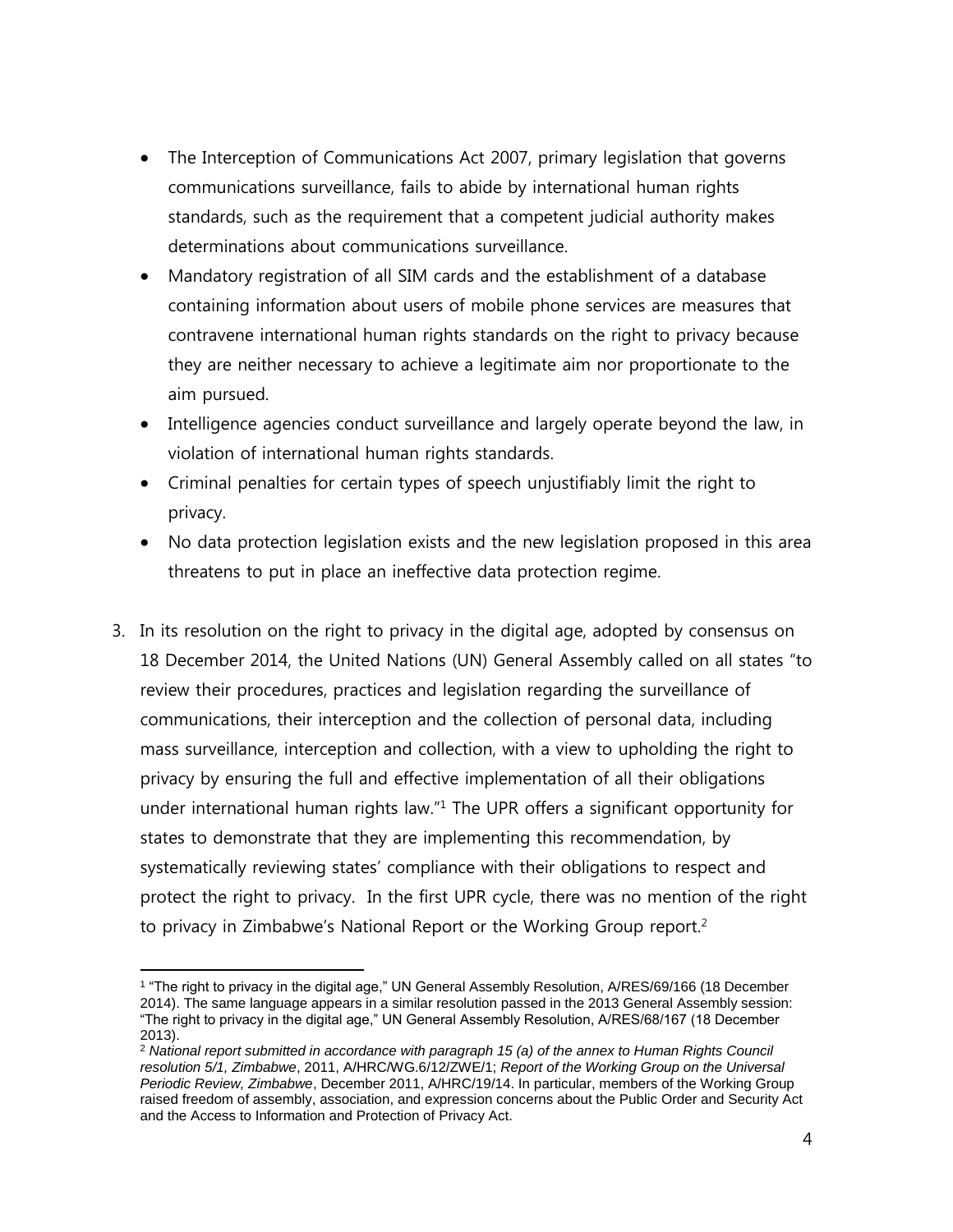- The Interception of Communications Act 2007, primary legislation that governs communications surveillance, fails to abide by international human rights standards, such as the requirement that a competent judicial authority makes determinations about communications surveillance.
- Mandatory registration of all SIM cards and the establishment of a database containing information about users of mobile phone services are measures that contravene international human rights standards on the right to privacy because they are neither necessary to achieve a legitimate aim nor proportionate to the aim pursued.
- Intelligence agencies conduct surveillance and largely operate beyond the law, in violation of international human rights standards.
- Criminal penalties for certain types of speech unjustifiably limit the right to privacy.
- No data protection legislation exists and the new legislation proposed in this area threatens to put in place an ineffective data protection regime.

3. In its resolution on the right to privacy in the digital age, adopted by consensus on 18 December 2014, the United Nations (UN) General Assembly called on all states "to review their procedures, practices and legislation regarding the surveillance of communications, their interception and the collection of personal data, including mass surveillance, interception and collection, with a view to upholding the right to privacy by ensuring the full and effective implementation of all their obligations under international human rights law."[1] The UPR offers a significant opportunity for states to demonstrate that they are implementing this recommendation, by systematically reviewing states' compliance with their obligations to respect and protect the right to privacy. In the first UPR cycle, there was no mention of the right to privacy in Zimbabwe's National Report or the Working Group report.[2]

---

[1] "The right to privacy in the digital age," UN General Assembly Resolution, A/RES/69/166 (18 December 2014). The same language appears in a similar resolution passed in the 2013 General Assembly session: "The right to privacy in the digital age," UN General Assembly Resolution, A/RES/68/167 (18 December 2013).

[2] *National report submitted in accordance with paragraph 15 (a) of the annex to Human Rights Council resolution 5/1, Zimbabwe*, 2011, A/HRC/WG.6/12/ZWE/1; *Report of the Working Group on the Universal Periodic Review, Zimbabwe*, December 2011, A/HRC/19/14. In particular, members of the Working Group raised freedom of assembly, association, and expression concerns about the Public Order and Security Act and the Access to Information and Protection of Privacy Act.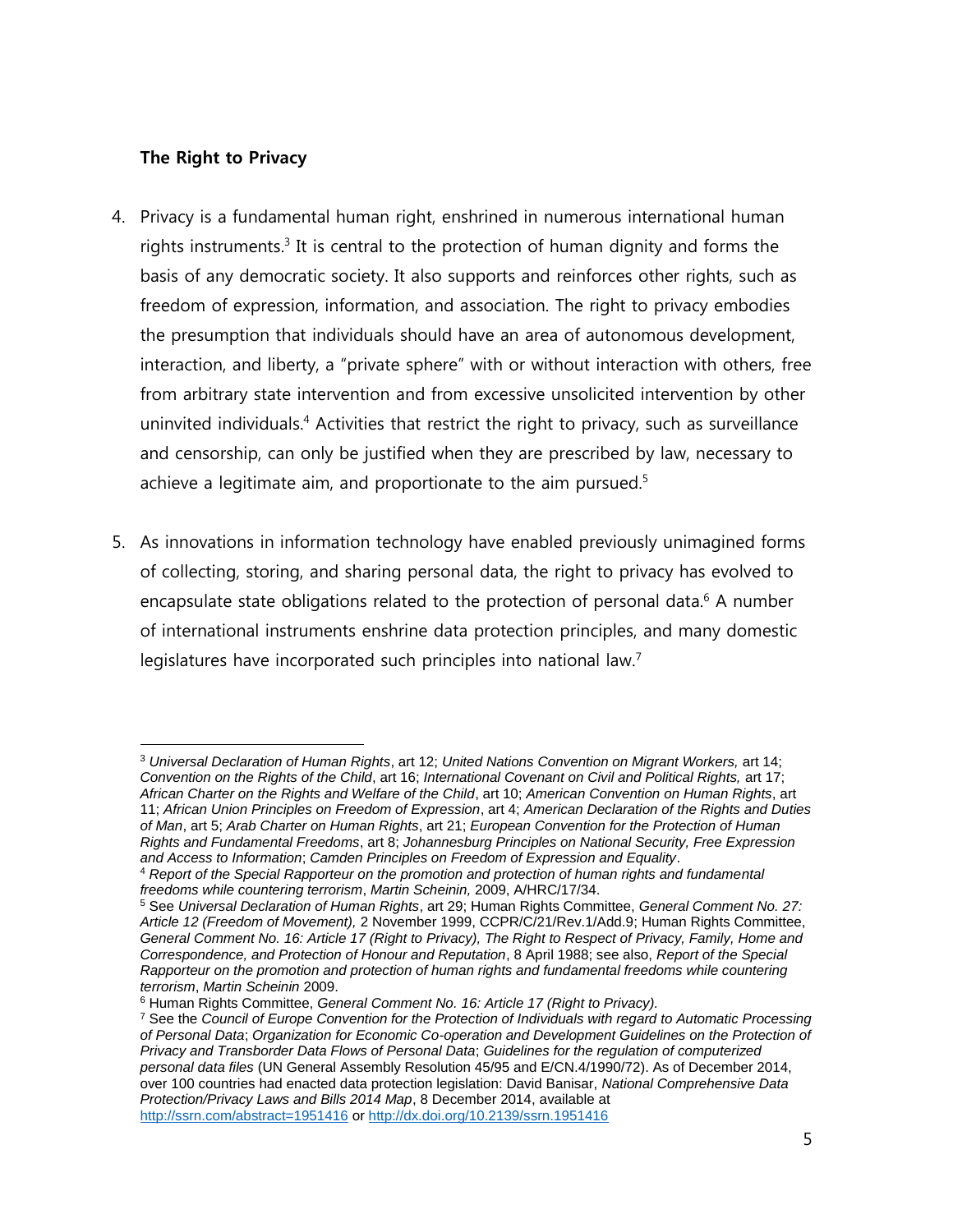**The Right to Privacy**

4. Privacy is a fundamental human right, enshrined in numerous international human rights instruments.[3] It is central to the protection of human dignity and forms the basis of any democratic society. It also supports and reinforces other rights, such as freedom of expression, information, and association. The right to privacy embodies the presumption that individuals should have an area of autonomous development, interaction, and liberty, a "private sphere" with or without interaction with others, free from arbitrary state intervention and from excessive unsolicited intervention by other uninvited individuals.[4] Activities that restrict the right to privacy, such as surveillance and censorship, can only be justified when they are prescribed by law, necessary to achieve a legitimate aim, and proportionate to the aim pursued.[5]

5. As innovations in information technology have enabled previously unimagined forms of collecting, storing, and sharing personal data, the right to privacy has evolved to encapsulate state obligations related to the protection of personal data.[6] A number of international instruments enshrine data protection principles, and many domestic legislatures have incorporated such principles into national law.[7]

---

[3] *Universal Declaration of Human Rights*, art 12; *United Nations Convention on Migrant Workers,* art 14; *Convention on the Rights of the Child*, art 16; *International Covenant on Civil and Political Rights,* art 17; *African Charter on the Rights and Welfare of the Child*, art 10; *American Convention on Human Rights*, art 11; *African Union Principles on Freedom of Expression*, art 4; *American Declaration of the Rights and Duties of Man*, art 5; *Arab Charter on Human Rights*, art 21; *European Convention for the Protection of Human Rights and Fundamental Freedoms*, art 8; *Johannesburg Principles on National Security, Free Expression and Access to Information*; *Camden Principles on Freedom of Expression and Equality*.

[4] *Report of the Special Rapporteur on the promotion and protection of human rights and fundamental freedoms while countering terrorism*, *Martin Scheinin,* 2009, A/HRC/17/34.

[5] See *Universal Declaration of Human Rights*, art 29; Human Rights Committee, *General Comment No. 27: Article 12 (Freedom of Movement),* 2 November 1999, CCPR/C/21/Rev.1/Add.9; Human Rights Committee, *General Comment No. 16: Article 17 (Right to Privacy), The Right to Respect of Privacy, Family, Home and Correspondence, and Protection of Honour and Reputation*, 8 April 1988; see also, *Report of the Special Rapporteur on the promotion and protection of human rights and fundamental freedoms while countering terrorism*, *Martin Scheinin* 2009.

[6] Human Rights Committee, *General Comment No. 16: Article 17 (Right to Privacy).*

[7] See the *Council of Europe Convention for the Protection of Individuals with regard to Automatic Processing of Personal Data*; *Organization for Economic Co-operation and Development Guidelines on the Protection of Privacy and Transborder Data Flows of Personal Data*; *Guidelines for the regulation of computerized personal data files* (UN General Assembly Resolution 45/95 and E/CN.4/1990/72). As of December 2014, over 100 countries had enacted data protection legislation: David Banisar, *National Comprehensive Data Protection/Privacy Laws and Bills 2014 Map*, 8 December 2014, available at http://ssrn.com/abstract=1951416 or http://dx.doi.org/10.2139/ssrn.1951416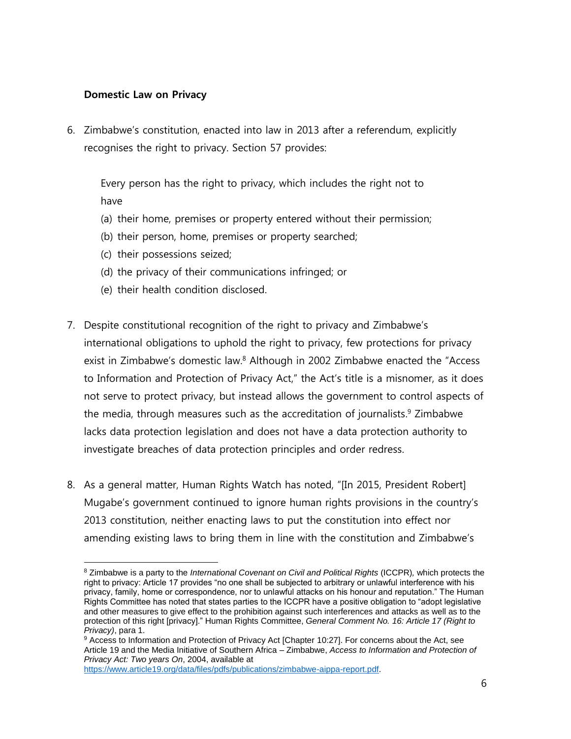**Domestic Law on Privacy**

6. Zimbabwe's constitution, enacted into law in 2013 after a referendum, explicitly recognises the right to privacy. Section 57 provides:

   Every person has the right to privacy, which includes the right not to have

   (a) their home, premises or property entered without their permission;
   (b) their person, home, premises or property searched;
   (c) their possessions seized;
   (d) the privacy of their communications infringed; or
   (e) their health condition disclosed.

7. Despite constitutional recognition of the right to privacy and Zimbabwe's international obligations to uphold the right to privacy, few protections for privacy exist in Zimbabwe's domestic law.[8] Although in 2002 Zimbabwe enacted the "Access to Information and Protection of Privacy Act," the Act's title is a misnomer, as it does not serve to protect privacy, but instead allows the government to control aspects of the media, through measures such as the accreditation of journalists.[9] Zimbabwe lacks data protection legislation and does not have a data protection authority to investigate breaches of data protection principles and order redress.

8. As a general matter, Human Rights Watch has noted, "[In 2015, President Robert] Mugabe's government continued to ignore human rights provisions in the country's 2013 constitution, neither enacting laws to put the constitution into effect nor amending existing laws to bring them in line with the constitution and Zimbabwe's

---

[8] Zimbabwe is a party to the *International Covenant on Civil and Political Rights* (ICCPR), which protects the right to privacy: Article 17 provides "no one shall be subjected to arbitrary or unlawful interference with his privacy, family, home or correspondence, nor to unlawful attacks on his honour and reputation." The Human Rights Committee has noted that states parties to the ICCPR have a positive obligation to "adopt legislative and other measures to give effect to the prohibition against such interferences and attacks as well as to the protection of this right [privacy]." Human Rights Committee, *General Comment No. 16: Article 17 (Right to Privacy)*, para 1.

[9] Access to Information and Protection of Privacy Act [Chapter 10:27]. For concerns about the Act, see Article 19 and the Media Initiative of Southern Africa – Zimbabwe, *Access to Information and Protection of Privacy Act: Two years On*, 2004, available at https://www.article19.org/data/files/pdfs/publications/zimbabwe-aippa-report.pdf.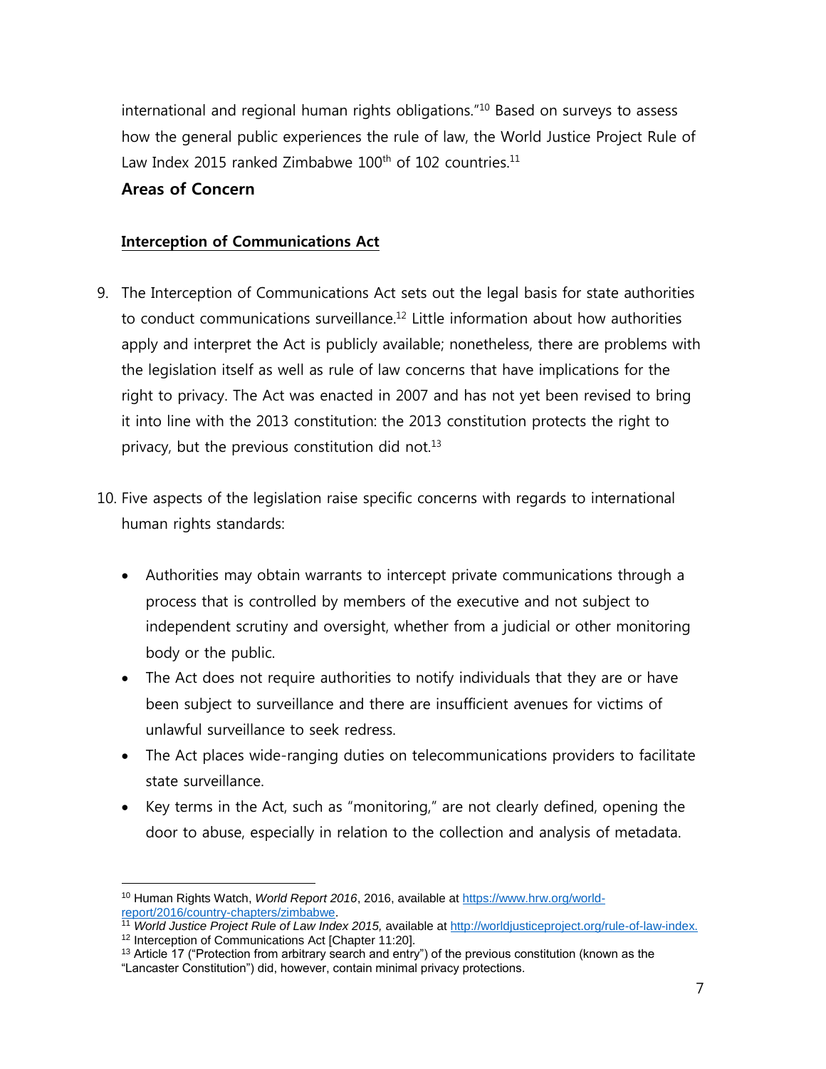international and regional human rights obligations."[10] Based on surveys to assess how the general public experiences the rule of law, the World Justice Project Rule of Law Index 2015 ranked Zimbabwe 100th of 102 countries.[11]

## Areas of Concern

### Interception of Communications Act

9. The Interception of Communications Act sets out the legal basis for state authorities to conduct communications surveillance.[12] Little information about how authorities apply and interpret the Act is publicly available; nonetheless, there are problems with the legislation itself as well as rule of law concerns that have implications for the right to privacy. The Act was enacted in 2007 and has not yet been revised to bring it into line with the 2013 constitution: the 2013 constitution protects the right to privacy, but the previous constitution did not.[13]

10. Five aspects of the legislation raise specific concerns with regards to international human rights standards:

    - Authorities may obtain warrants to intercept private communications through a process that is controlled by members of the executive and not subject to independent scrutiny and oversight, whether from a judicial or other monitoring body or the public.
    - The Act does not require authorities to notify individuals that they are or have been subject to surveillance and there are insufficient avenues for victims of unlawful surveillance to seek redress.
    - The Act places wide-ranging duties on telecommunications providers to facilitate state surveillance.
    - Key terms in the Act, such as "monitoring," are not clearly defined, opening the door to abuse, especially in relation to the collection and analysis of metadata.

---

[10] Human Rights Watch, *World Report 2016*, 2016, available at https://www.hrw.org/world-report/2016/country-chapters/zimbabwe.

[11] *World Justice Project Rule of Law Index 2015,* available at http://worldjusticeproject.org/rule-of-law-index.

[12] Interception of Communications Act [Chapter 11:20].

[13] Article 17 ("Protection from arbitrary search and entry") of the previous constitution (known as the "Lancaster Constitution") did, however, contain minimal privacy protections.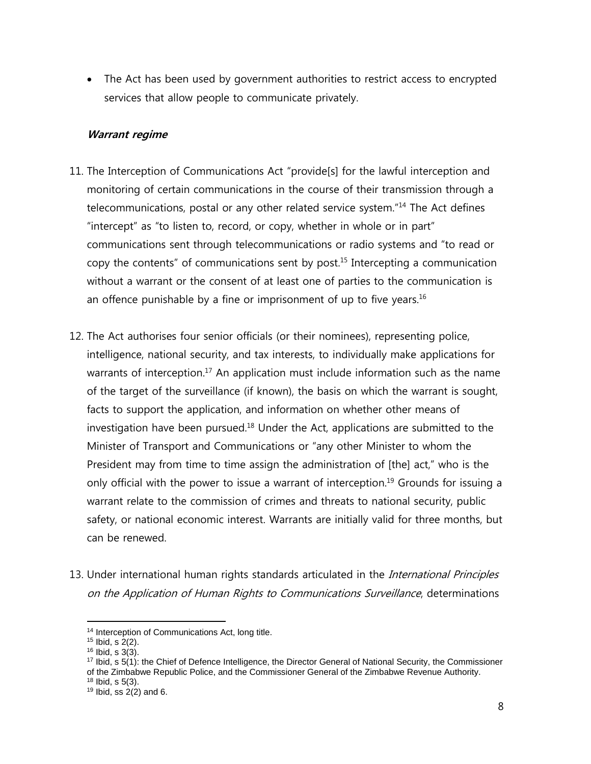- The Act has been used by government authorities to restrict access to encrypted services that allow people to communicate privately.

***Warrant regime***

11. The Interception of Communications Act "provide[s] for the lawful interception and monitoring of certain communications in the course of their transmission through a telecommunications, postal or any other related service system."[14] The Act defines "intercept" as "to listen to, record, or copy, whether in whole or in part" communications sent through telecommunications or radio systems and "to read or copy the contents" of communications sent by post.[15] Intercepting a communication without a warrant or the consent of at least one of parties to the communication is an offence punishable by a fine or imprisonment of up to five years.[16]

12. The Act authorises four senior officials (or their nominees), representing police, intelligence, national security, and tax interests, to individually make applications for warrants of interception.[17] An application must include information such as the name of the target of the surveillance (if known), the basis on which the warrant is sought, facts to support the application, and information on whether other means of investigation have been pursued.[18] Under the Act, applications are submitted to the Minister of Transport and Communications or "any other Minister to whom the President may from time to time assign the administration of [the] act," who is the only official with the power to issue a warrant of interception.[19] Grounds for issuing a warrant relate to the commission of crimes and threats to national security, public safety, or national economic interest. Warrants are initially valid for three months, but can be renewed.

13. Under international human rights standards articulated in the *International Principles on the Application of Human Rights to Communications Surveillance*, determinations

---

[14] Interception of Communications Act, long title.
[15] Ibid, s 2(2).
[16] Ibid, s 3(3).
[17] Ibid, s 5(1): the Chief of Defence Intelligence, the Director General of National Security, the Commissioner of the Zimbabwe Republic Police, and the Commissioner General of the Zimbabwe Revenue Authority.
[18] Ibid, s 5(3).
[19] Ibid, ss 2(2) and 6.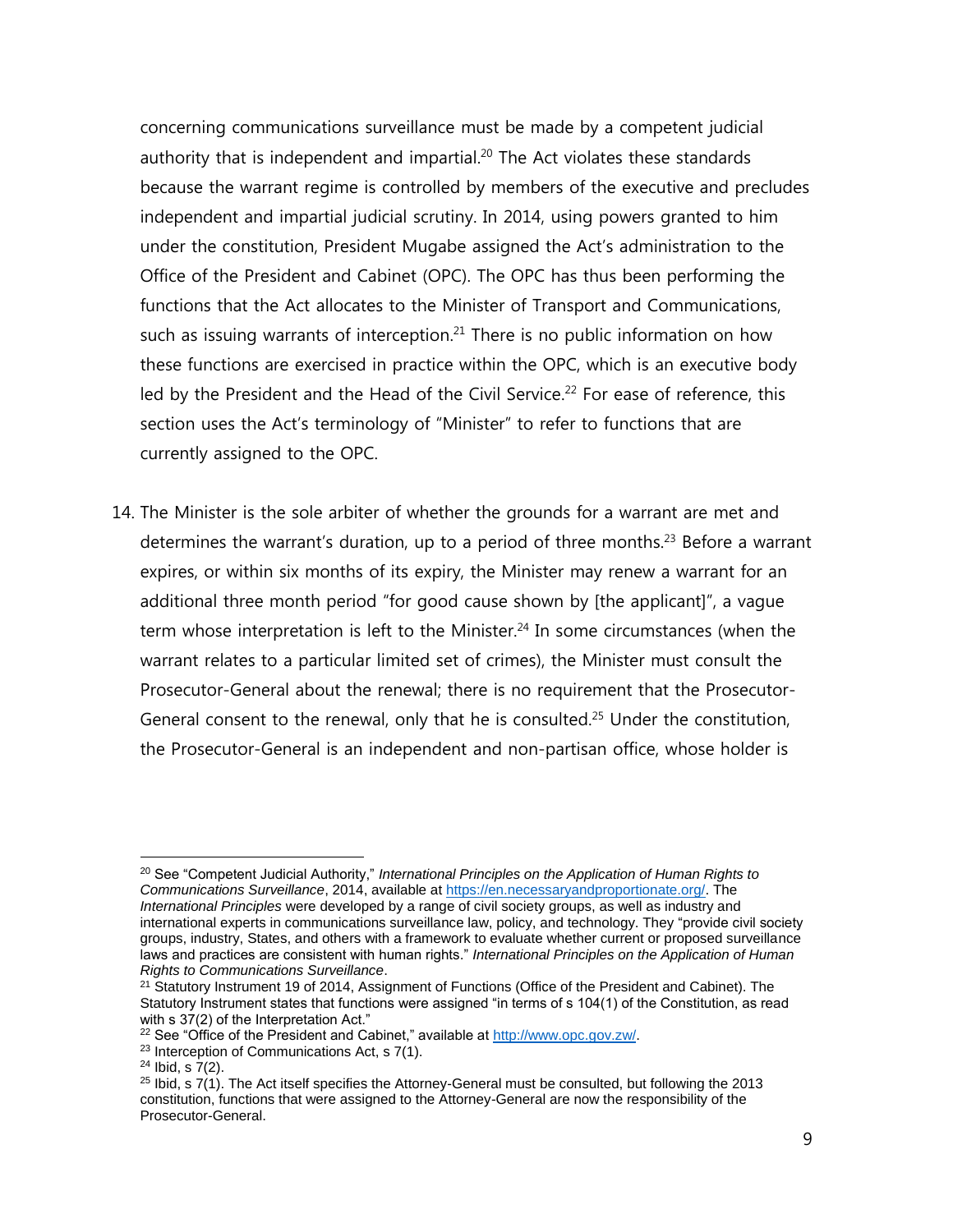concerning communications surveillance must be made by a competent judicial authority that is independent and impartial.[20] The Act violates these standards because the warrant regime is controlled by members of the executive and precludes independent and impartial judicial scrutiny. In 2014, using powers granted to him under the constitution, President Mugabe assigned the Act's administration to the Office of the President and Cabinet (OPC). The OPC has thus been performing the functions that the Act allocates to the Minister of Transport and Communications, such as issuing warrants of interception.[21] There is no public information on how these functions are exercised in practice within the OPC, which is an executive body led by the President and the Head of the Civil Service.[22] For ease of reference, this section uses the Act's terminology of "Minister" to refer to functions that are currently assigned to the OPC.

14. The Minister is the sole arbiter of whether the grounds for a warrant are met and determines the warrant's duration, up to a period of three months.[23] Before a warrant expires, or within six months of its expiry, the Minister may renew a warrant for an additional three month period "for good cause shown by [the applicant]", a vague term whose interpretation is left to the Minister.[24] In some circumstances (when the warrant relates to a particular limited set of crimes), the Minister must consult the Prosecutor-General about the renewal; there is no requirement that the Prosecutor-General consent to the renewal, only that he is consulted.[25] Under the constitution, the Prosecutor-General is an independent and non-partisan office, whose holder is

---

[20] See "Competent Judicial Authority," *International Principles on the Application of Human Rights to Communications Surveillance*, 2014, available at https://en.necessaryandproportionate.org/. The *International Principles* were developed by a range of civil society groups, as well as industry and international experts in communications surveillance law, policy, and technology. They "provide civil society groups, industry, States, and others with a framework to evaluate whether current or proposed surveillance laws and practices are consistent with human rights." *International Principles on the Application of Human Rights to Communications Surveillance*.

[21] Statutory Instrument 19 of 2014, Assignment of Functions (Office of the President and Cabinet). The Statutory Instrument states that functions were assigned "in terms of s 104(1) of the Constitution, as read with s 37(2) of the Interpretation Act."

[22] See "Office of the President and Cabinet," available at http://www.opc.gov.zw/.

[23] Interception of Communications Act, s 7(1).

[24] Ibid, s 7(2).

[25] Ibid, s 7(1). The Act itself specifies the Attorney-General must be consulted, but following the 2013 constitution, functions that were assigned to the Attorney-General are now the responsibility of the Prosecutor-General.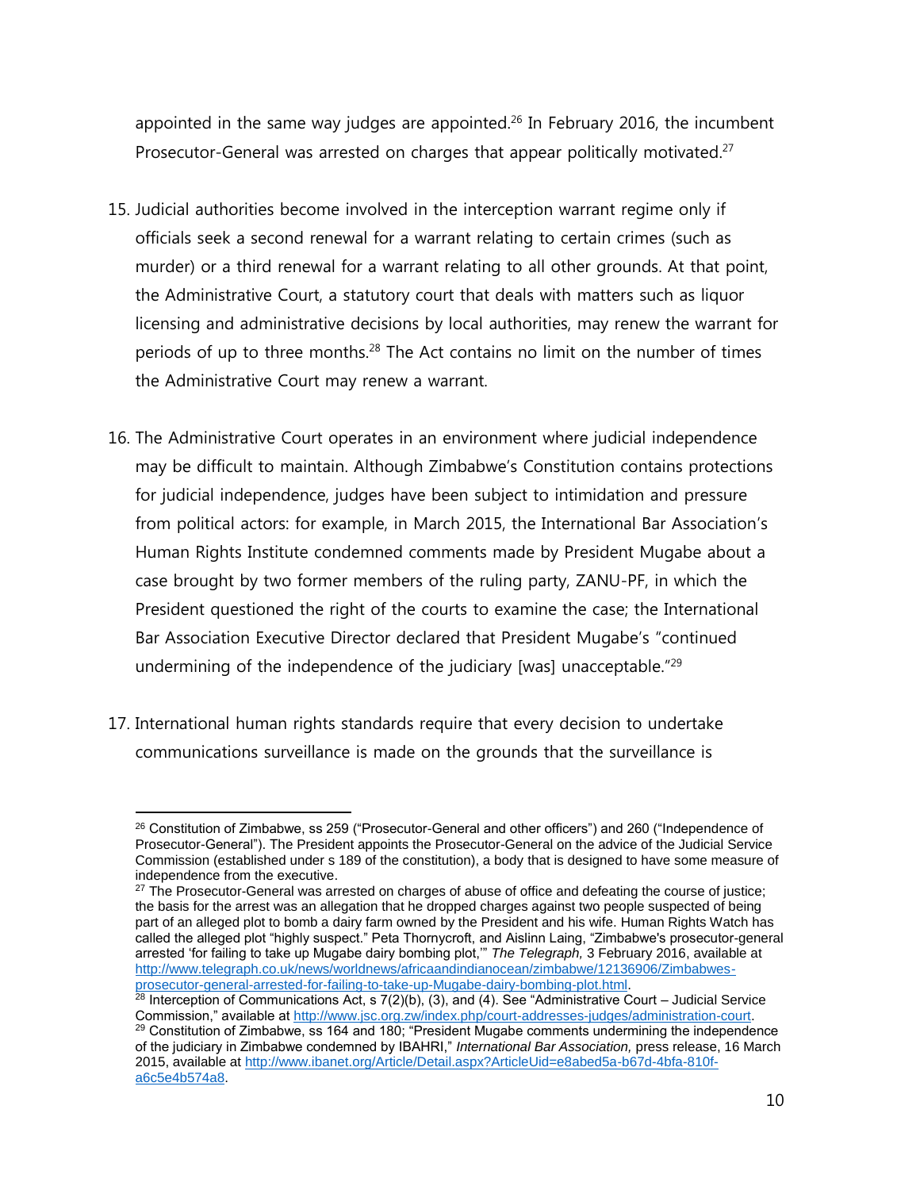appointed in the same way judges are appointed.[26] In February 2016, the incumbent Prosecutor-General was arrested on charges that appear politically motivated.[27]

15. Judicial authorities become involved in the interception warrant regime only if officials seek a second renewal for a warrant relating to certain crimes (such as murder) or a third renewal for a warrant relating to all other grounds. At that point, the Administrative Court, a statutory court that deals with matters such as liquor licensing and administrative decisions by local authorities, may renew the warrant for periods of up to three months.[28] The Act contains no limit on the number of times the Administrative Court may renew a warrant.

16. The Administrative Court operates in an environment where judicial independence may be difficult to maintain. Although Zimbabwe's Constitution contains protections for judicial independence, judges have been subject to intimidation and pressure from political actors: for example, in March 2015, the International Bar Association's Human Rights Institute condemned comments made by President Mugabe about a case brought by two former members of the ruling party, ZANU-PF, in which the President questioned the right of the courts to examine the case; the International Bar Association Executive Director declared that President Mugabe's "continued undermining of the independence of the judiciary [was] unacceptable."[29]

17. International human rights standards require that every decision to undertake communications surveillance is made on the grounds that the surveillance is

---

[26] Constitution of Zimbabwe, ss 259 ("Prosecutor-General and other officers") and 260 ("Independence of Prosecutor-General"). The President appoints the Prosecutor-General on the advice of the Judicial Service Commission (established under s 189 of the constitution), a body that is designed to have some measure of independence from the executive.

[27] The Prosecutor-General was arrested on charges of abuse of office and defeating the course of justice; the basis for the arrest was an allegation that he dropped charges against two people suspected of being part of an alleged plot to bomb a dairy farm owned by the President and his wife. Human Rights Watch has called the alleged plot "highly suspect." Peta Thornycroft, and Aislinn Laing, "Zimbabwe's prosecutor-general arrested 'for failing to take up Mugabe dairy bombing plot,'" *The Telegraph,* 3 February 2016, available at http://www.telegraph.co.uk/news/worldnews/africaandindianocean/zimbabwe/12136906/Zimbabwes-prosecutor-general-arrested-for-failing-to-take-up-Mugabe-dairy-bombing-plot.html.

[28] Interception of Communications Act, s 7(2)(b), (3), and (4). See "Administrative Court – Judicial Service Commission," available at http://www.jsc.org.zw/index.php/court-addresses-judges/administration-court.

[29] Constitution of Zimbabwe, ss 164 and 180; "President Mugabe comments undermining the independence of the judiciary in Zimbabwe condemned by IBAHRI," *International Bar Association,* press release, 16 March 2015, available at http://www.ibanet.org/Article/Detail.aspx?ArticleUid=e8abed5a-b67d-4bfa-810f-a6c5e4b574a8.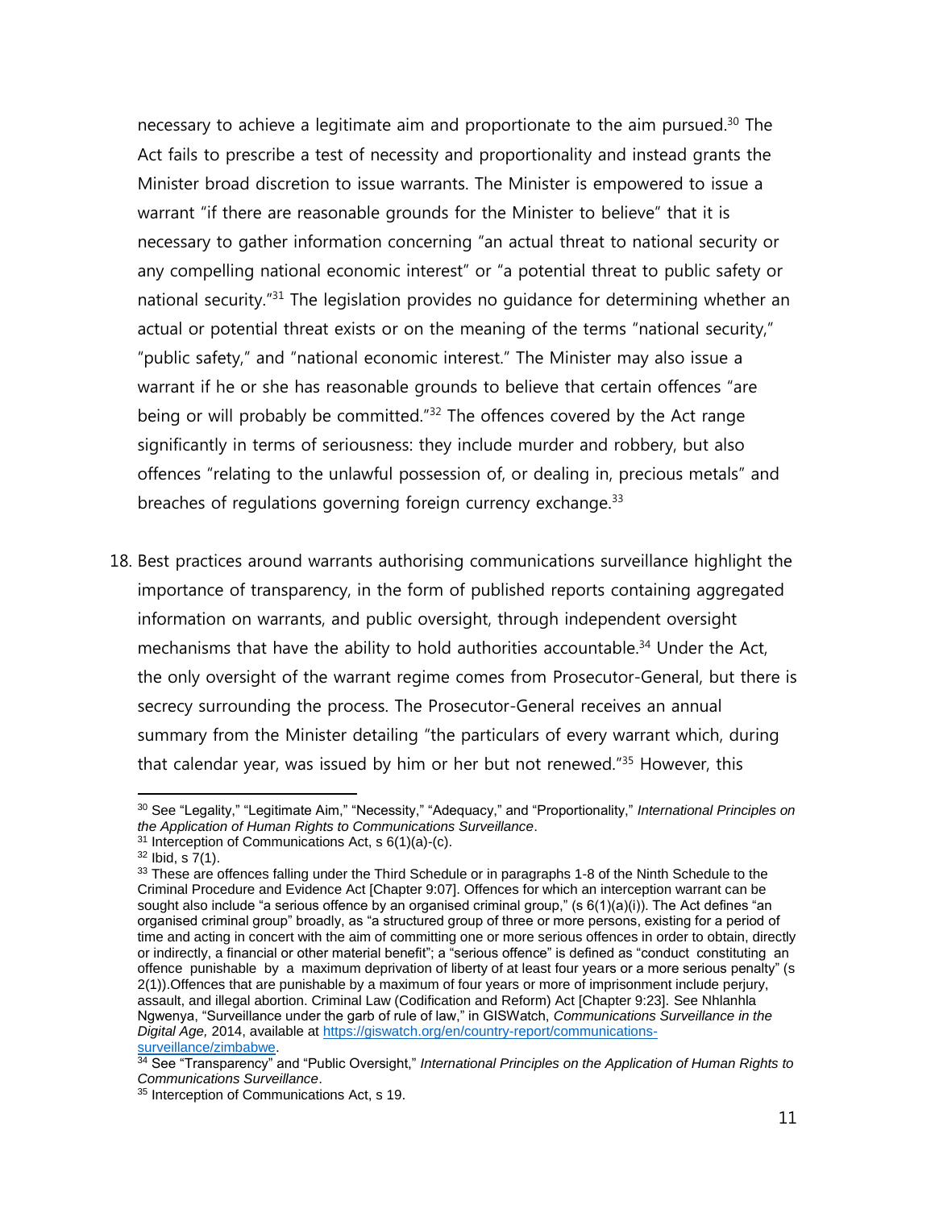necessary to achieve a legitimate aim and proportionate to the aim pursued.[30] The Act fails to prescribe a test of necessity and proportionality and instead grants the Minister broad discretion to issue warrants. The Minister is empowered to issue a warrant "if there are reasonable grounds for the Minister to believe" that it is necessary to gather information concerning "an actual threat to national security or any compelling national economic interest" or "a potential threat to public safety or national security."[31] The legislation provides no guidance for determining whether an actual or potential threat exists or on the meaning of the terms "national security," "public safety," and "national economic interest." The Minister may also issue a warrant if he or she has reasonable grounds to believe that certain offences "are being or will probably be committed."[32] The offences covered by the Act range significantly in terms of seriousness: they include murder and robbery, but also offences "relating to the unlawful possession of, or dealing in, precious metals" and breaches of regulations governing foreign currency exchange.[33]

18. Best practices around warrants authorising communications surveillance highlight the importance of transparency, in the form of published reports containing aggregated information on warrants, and public oversight, through independent oversight mechanisms that have the ability to hold authorities accountable.[34] Under the Act, the only oversight of the warrant regime comes from Prosecutor-General, but there is secrecy surrounding the process. The Prosecutor-General receives an annual summary from the Minister detailing "the particulars of every warrant which, during that calendar year, was issued by him or her but not renewed."[35] However, this

---

[30] See "Legality," "Legitimate Aim," "Necessity," "Adequacy," and "Proportionality," *International Principles on the Application of Human Rights to Communications Surveillance*.

[31] Interception of Communications Act, s 6(1)(a)-(c).

[32] Ibid, s 7(1).

[33] These are offences falling under the Third Schedule or in paragraphs 1-8 of the Ninth Schedule to the Criminal Procedure and Evidence Act [Chapter 9:07]. Offences for which an interception warrant can be sought also include "a serious offence by an organised criminal group," (s 6(1)(a)(i)). The Act defines "an organised criminal group" broadly, as "a structured group of three or more persons, existing for a period of time and acting in concert with the aim of committing one or more serious offences in order to obtain, directly or indirectly, a financial or other material benefit"; a "serious offence" is defined as "conduct constituting an offence punishable by a maximum deprivation of liberty of at least four years or a more serious penalty" (s 2(1)).Offences that are punishable by a maximum of four years or more of imprisonment include perjury, assault, and illegal abortion. Criminal Law (Codification and Reform) Act [Chapter 9:23]. See Nhlanhla Ngwenya, "Surveillance under the garb of rule of law," in GISWatch, *Communications Surveillance in the Digital Age,* 2014, available at https://giswatch.org/en/country-report/communications-surveillance/zimbabwe.

[34] See "Transparency" and "Public Oversight," *International Principles on the Application of Human Rights to Communications Surveillance*.

[35] Interception of Communications Act, s 19.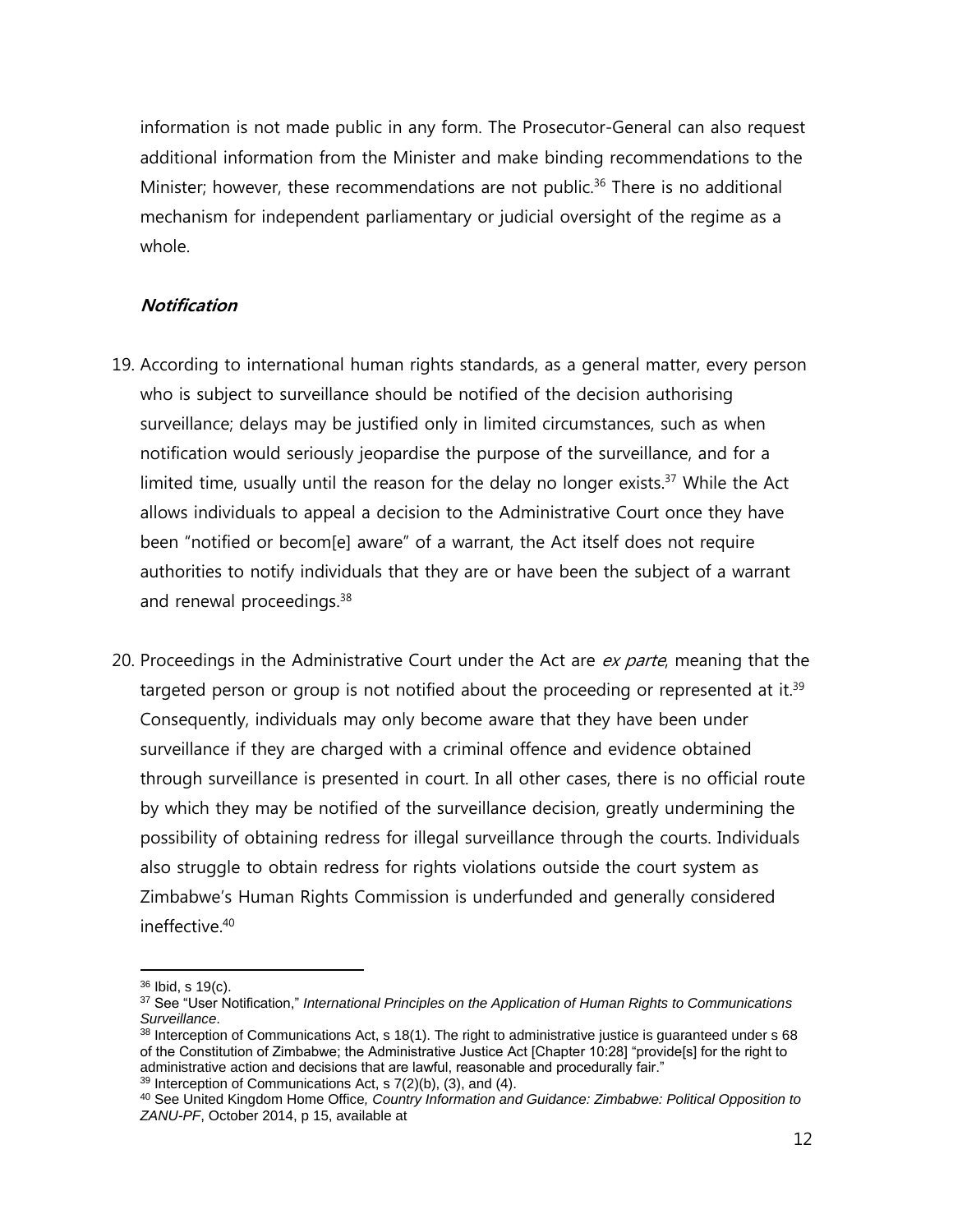information is not made public in any form. The Prosecutor-General can also request additional information from the Minister and make binding recommendations to the Minister; however, these recommendations are not public.[36] There is no additional mechanism for independent parliamentary or judicial oversight of the regime as a whole.

***Notification***

19. According to international human rights standards, as a general matter, every person who is subject to surveillance should be notified of the decision authorising surveillance; delays may be justified only in limited circumstances, such as when notification would seriously jeopardise the purpose of the surveillance, and for a limited time, usually until the reason for the delay no longer exists.[37] While the Act allows individuals to appeal a decision to the Administrative Court once they have been "notified or becom[e] aware" of a warrant, the Act itself does not require authorities to notify individuals that they are or have been the subject of a warrant and renewal proceedings.[38]

20. Proceedings in the Administrative Court under the Act are *ex parte*, meaning that the targeted person or group is not notified about the proceeding or represented at it.[39] Consequently, individuals may only become aware that they have been under surveillance if they are charged with a criminal offence and evidence obtained through surveillance is presented in court. In all other cases, there is no official route by which they may be notified of the surveillance decision, greatly undermining the possibility of obtaining redress for illegal surveillance through the courts. Individuals also struggle to obtain redress for rights violations outside the court system as Zimbabwe's Human Rights Commission is underfunded and generally considered ineffective.[40]

---

[36] Ibid, s 19(c).

[37] See "User Notification," *International Principles on the Application of Human Rights to Communications Surveillance*.

[38] Interception of Communications Act, s 18(1). The right to administrative justice is guaranteed under s 68 of the Constitution of Zimbabwe; the Administrative Justice Act [Chapter 10:28] "provide[s] for the right to administrative action and decisions that are lawful, reasonable and procedurally fair."

[39] Interception of Communications Act, s 7(2)(b), (3), and (4).

[40] See United Kingdom Home Office, *Country Information and Guidance: Zimbabwe: Political Opposition to ZANU-PF*, October 2014, p 15, available at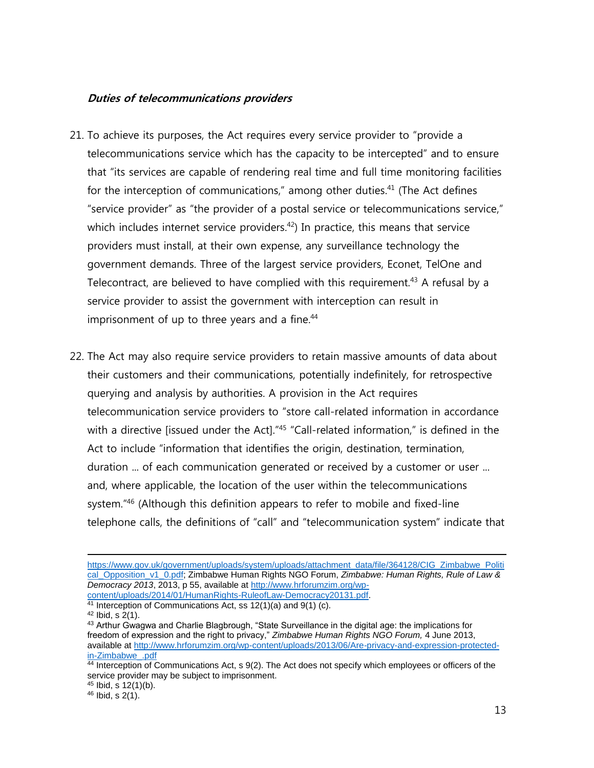***Duties of telecommunications providers***

21. To achieve its purposes, the Act requires every service provider to "provide a telecommunications service which has the capacity to be intercepted" and to ensure that "its services are capable of rendering real time and full time monitoring facilities for the interception of communications," among other duties.[41] (The Act defines "service provider" as "the provider of a postal service or telecommunications service," which includes internet service providers.[42]) In practice, this means that service providers must install, at their own expense, any surveillance technology the government demands. Three of the largest service providers, Econet, TelOne and Telecontract, are believed to have complied with this requirement.[43] A refusal by a service provider to assist the government with interception can result in imprisonment of up to three years and a fine.[44]

22. The Act may also require service providers to retain massive amounts of data about their customers and their communications, potentially indefinitely, for retrospective querying and analysis by authorities. A provision in the Act requires telecommunication service providers to "store call-related information in accordance with a directive [issued under the Act]."[45] "Call-related information," is defined in the Act to include "information that identifies the origin, destination, termination, duration ... of each communication generated or received by a customer or user ... and, where applicable, the location of the user within the telecommunications system."[46] (Although this definition appears to refer to mobile and fixed-line telephone calls, the definitions of "call" and "telecommunication system" indicate that

---

https://www.gov.uk/government/uploads/system/uploads/attachment_data/file/364128/CIG_Zimbabwe_Political_Opposition_v1_0.pdf; Zimbabwe Human Rights NGO Forum, *Zimbabwe: Human Rights, Rule of Law & Democracy 2013*, 2013, p 55, available at http://www.hrforumzim.org/wp-content/uploads/2014/01/HumanRights-RuleofLaw-Democracy20131.pdf.

[41] Interception of Communications Act, ss 12(1)(a) and 9(1) (c).

[42] Ibid, s 2(1).

[43] Arthur Gwagwa and Charlie Blagbrough, "State Surveillance in the digital age: the implications for freedom of expression and the right to privacy," *Zimbabwe Human Rights NGO Forum*, 4 June 2013, available at http://www.hrforumzim.org/wp-content/uploads/2013/06/Are-privacy-and-expression-protected-in-Zimbabwe_.pdf

[44] Interception of Communications Act, s 9(2). The Act does not specify which employees or officers of the service provider may be subject to imprisonment.

[45] Ibid, s 12(1)(b).

[46] Ibid, s 2(1).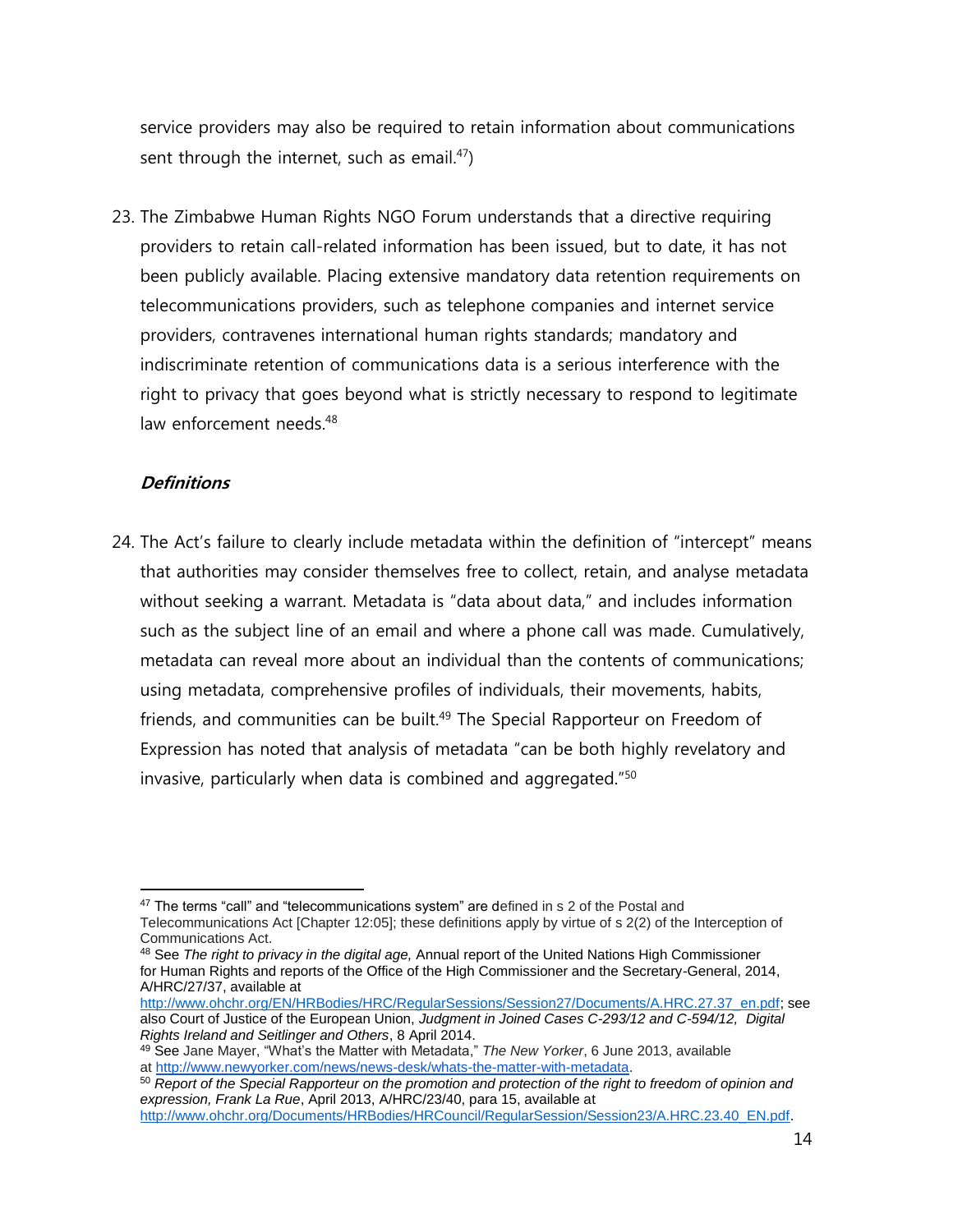service providers may also be required to retain information about communications sent through the internet, such as email.[47])

23. The Zimbabwe Human Rights NGO Forum understands that a directive requiring providers to retain call-related information has been issued, but to date, it has not been publicly available. Placing extensive mandatory data retention requirements on telecommunications providers, such as telephone companies and internet service providers, contravenes international human rights standards; mandatory and indiscriminate retention of communications data is a serious interference with the right to privacy that goes beyond what is strictly necessary to respond to legitimate law enforcement needs.[48]

***Definitions***

24. The Act's failure to clearly include metadata within the definition of "intercept" means that authorities may consider themselves free to collect, retain, and analyse metadata without seeking a warrant. Metadata is "data about data," and includes information such as the subject line of an email and where a phone call was made. Cumulatively, metadata can reveal more about an individual than the contents of communications; using metadata, comprehensive profiles of individuals, their movements, habits, friends, and communities can be built.[49] The Special Rapporteur on Freedom of Expression has noted that analysis of metadata "can be both highly revelatory and invasive, particularly when data is combined and aggregated."[50]

---

[47] The terms "call" and "telecommunications system" are defined in s 2 of the Postal and Telecommunications Act [Chapter 12:05]; these definitions apply by virtue of s 2(2) of the Interception of Communications Act.

[48] See *The right to privacy in the digital age,* Annual report of the United Nations High Commissioner for Human Rights and reports of the Office of the High Commissioner and the Secretary-General, 2014, A/HRC/27/37, available at http://www.ohchr.org/EN/HRBodies/HRC/RegularSessions/Session27/Documents/A.HRC.27.37_en.pdf; see also Court of Justice of the European Union, *Judgment in Joined Cases C-293/12 and C-594/12, Digital Rights Ireland and Seitlinger and Others*, 8 April 2014.

[49] See Jane Mayer, "What's the Matter with Metadata," *The New Yorker*, 6 June 2013, available at http://www.newyorker.com/news/news-desk/whats-the-matter-with-metadata.

[50] *Report of the Special Rapporteur on the promotion and protection of the right to freedom of opinion and expression, Frank La Rue*, April 2013, A/HRC/23/40, para 15, available at http://www.ohchr.org/Documents/HRBodies/HRCouncil/RegularSession/Session23/A.HRC.23.40_EN.pdf.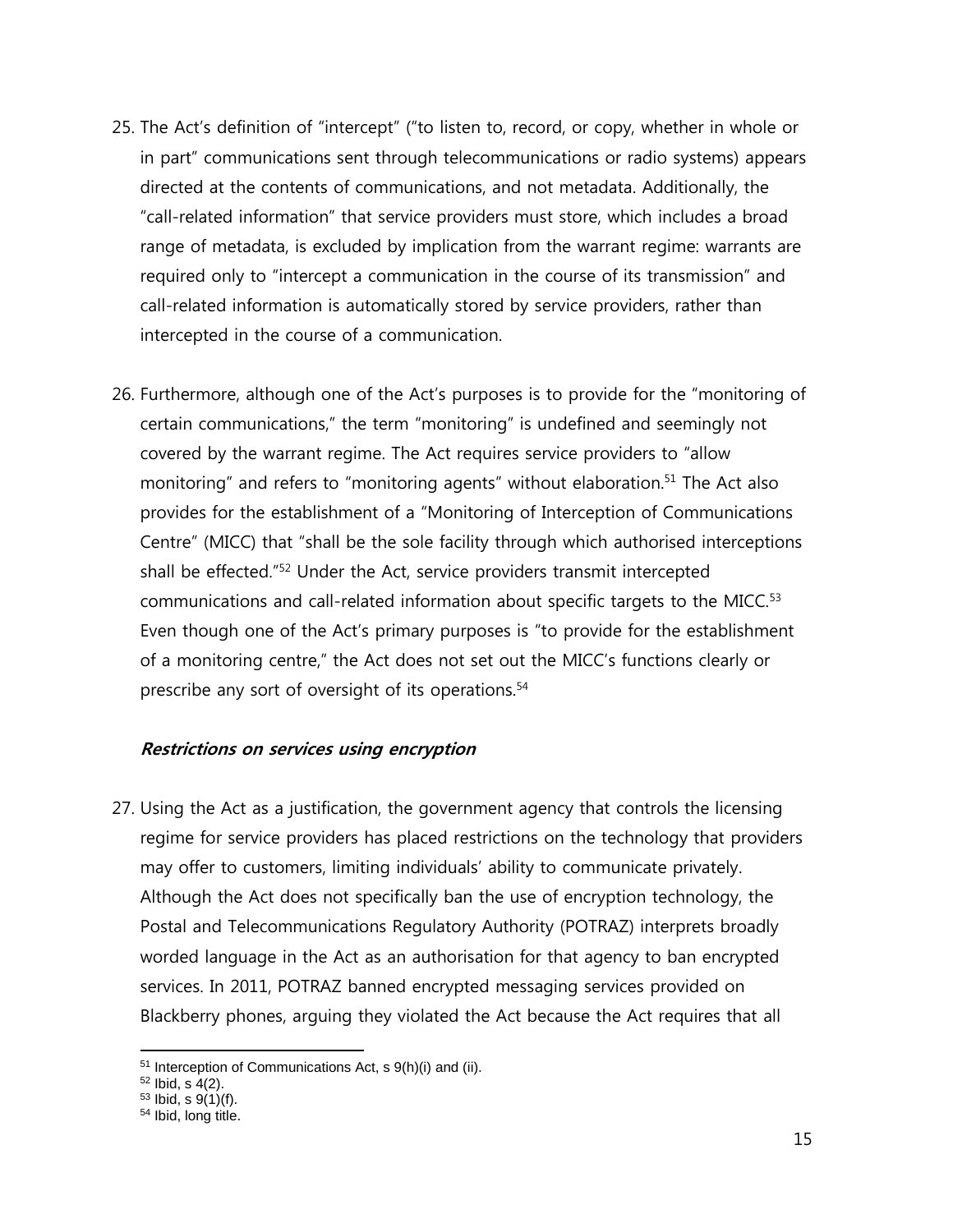25. The Act's definition of "intercept" ("to listen to, record, or copy, whether in whole or in part" communications sent through telecommunications or radio systems) appears directed at the contents of communications, and not metadata. Additionally, the "call-related information" that service providers must store, which includes a broad range of metadata, is excluded by implication from the warrant regime: warrants are required only to "intercept a communication in the course of its transmission" and call-related information is automatically stored by service providers, rather than intercepted in the course of a communication.

26. Furthermore, although one of the Act's purposes is to provide for the "monitoring of certain communications," the term "monitoring" is undefined and seemingly not covered by the warrant regime. The Act requires service providers to "allow monitoring" and refers to "monitoring agents" without elaboration.[51] The Act also provides for the establishment of a "Monitoring of Interception of Communications Centre" (MICC) that "shall be the sole facility through which authorised interceptions shall be effected."[52] Under the Act, service providers transmit intercepted communications and call-related information about specific targets to the MICC.[53] Even though one of the Act's primary purposes is "to provide for the establishment of a monitoring centre," the Act does not set out the MICC's functions clearly or prescribe any sort of oversight of its operations.[54]

### *Restrictions on services using encryption*

27. Using the Act as a justification, the government agency that controls the licensing regime for service providers has placed restrictions on the technology that providers may offer to customers, limiting individuals' ability to communicate privately. Although the Act does not specifically ban the use of encryption technology, the Postal and Telecommunications Regulatory Authority (POTRAZ) interprets broadly worded language in the Act as an authorisation for that agency to ban encrypted services. In 2011, POTRAZ banned encrypted messaging services provided on Blackberry phones, arguing they violated the Act because the Act requires that all

---

[51] Interception of Communications Act, s 9(h)(i) and (ii).

[52] Ibid, s 4(2).

[53] Ibid, s 9(1)(f).

[54] Ibid, long title.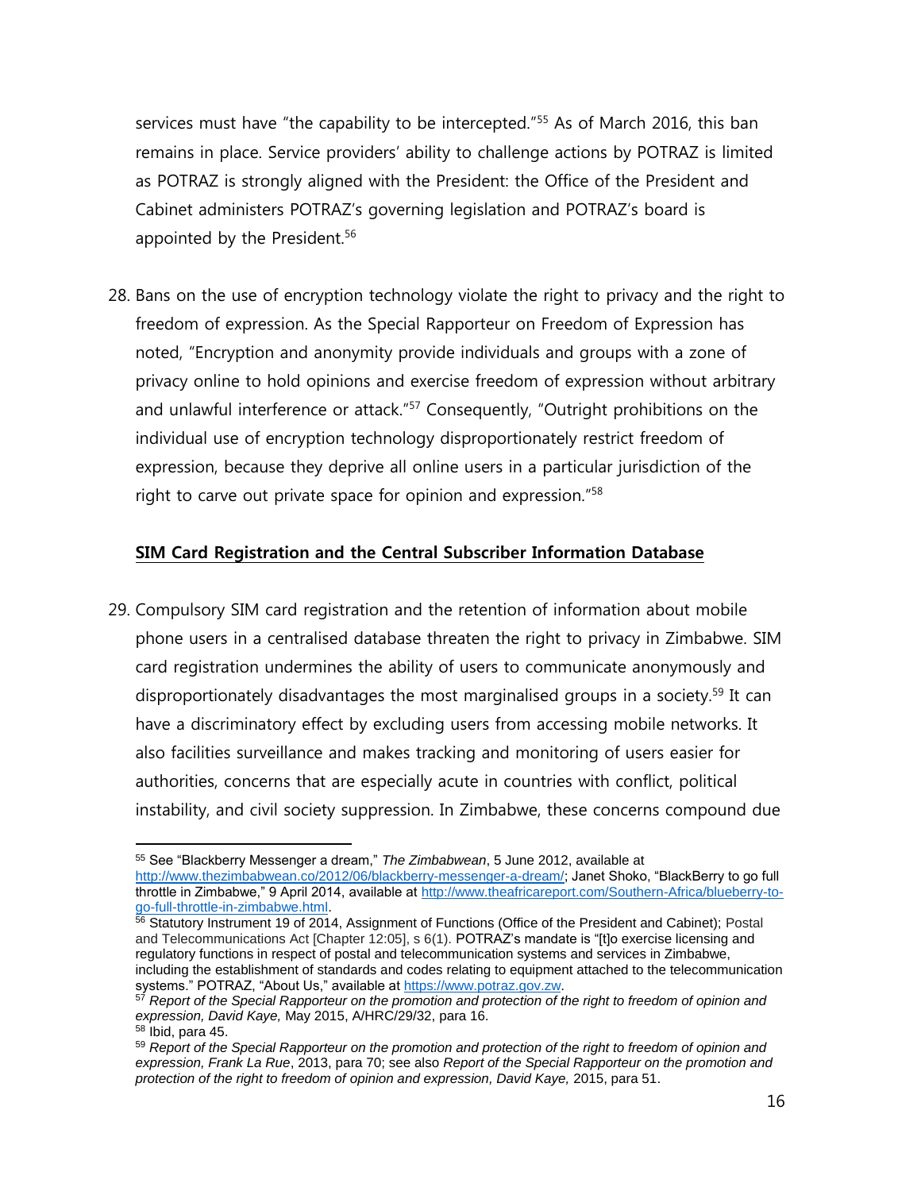services must have "the capability to be intercepted."[55] As of March 2016, this ban remains in place. Service providers' ability to challenge actions by POTRAZ is limited as POTRAZ is strongly aligned with the President: the Office of the President and Cabinet administers POTRAZ's governing legislation and POTRAZ's board is appointed by the President.[56]

28. Bans on the use of encryption technology violate the right to privacy and the right to freedom of expression. As the Special Rapporteur on Freedom of Expression has noted, "Encryption and anonymity provide individuals and groups with a zone of privacy online to hold opinions and exercise freedom of expression without arbitrary and unlawful interference or attack."[57] Consequently, "Outright prohibitions on the individual use of encryption technology disproportionately restrict freedom of expression, because they deprive all online users in a particular jurisdiction of the right to carve out private space for opinion and expression."[58]

**SIM Card Registration and the Central Subscriber Information Database**

29. Compulsory SIM card registration and the retention of information about mobile phone users in a centralised database threaten the right to privacy in Zimbabwe. SIM card registration undermines the ability of users to communicate anonymously and disproportionately disadvantages the most marginalised groups in a society.[59] It can have a discriminatory effect by excluding users from accessing mobile networks. It also facilities surveillance and makes tracking and monitoring of users easier for authorities, concerns that are especially acute in countries with conflict, political instability, and civil society suppression. In Zimbabwe, these concerns compound due

---

[55] See "Blackberry Messenger a dream," *The Zimbabwean*, 5 June 2012, available at http://www.thezimbabwean.co/2012/06/blackberry-messenger-a-dream/; Janet Shoko, "BlackBerry to go full throttle in Zimbabwe," 9 April 2014, available at http://www.theafricareport.com/Southern-Africa/blueberry-to-go-full-throttle-in-zimbabwe.html.

[56] Statutory Instrument 19 of 2014, Assignment of Functions (Office of the President and Cabinet); Postal and Telecommunications Act [Chapter 12:05], s 6(1). POTRAZ's mandate is "[t]o exercise licensing and regulatory functions in respect of postal and telecommunication systems and services in Zimbabwe, including the establishment of standards and codes relating to equipment attached to the telecommunication systems." POTRAZ, "About Us," available at https://www.potraz.gov.zw.

[57] *Report of the Special Rapporteur on the promotion and protection of the right to freedom of opinion and expression, David Kaye,* May 2015, A/HRC/29/32, para 16.

[58] Ibid, para 45.

[59] *Report of the Special Rapporteur on the promotion and protection of the right to freedom of opinion and expression, Frank La Rue*, 2013, para 70; see also *Report of the Special Rapporteur on the promotion and protection of the right to freedom of opinion and expression, David Kaye,* 2015, para 51.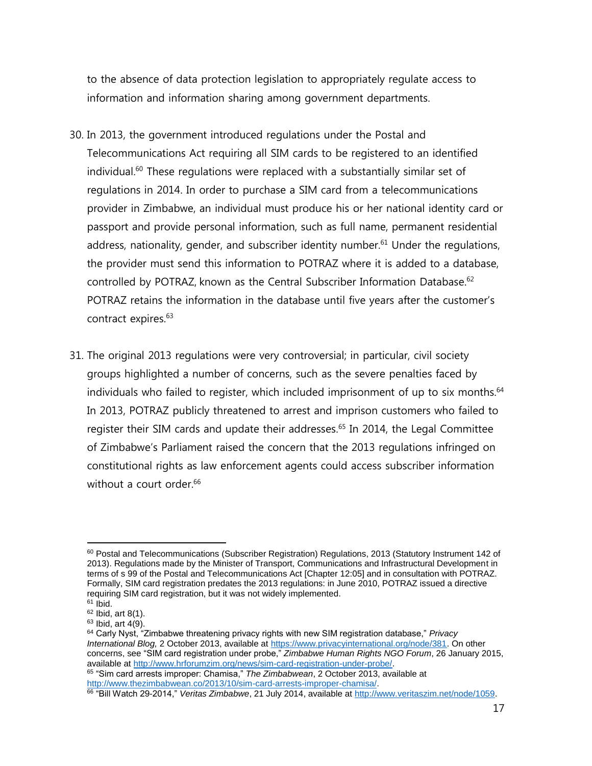to the absence of data protection legislation to appropriately regulate access to information and information sharing among government departments.

30. In 2013, the government introduced regulations under the Postal and Telecommunications Act requiring all SIM cards to be registered to an identified individual.[60] These regulations were replaced with a substantially similar set of regulations in 2014. In order to purchase a SIM card from a telecommunications provider in Zimbabwe, an individual must produce his or her national identity card or passport and provide personal information, such as full name, permanent residential address, nationality, gender, and subscriber identity number.[61] Under the regulations, the provider must send this information to POTRAZ where it is added to a database, controlled by POTRAZ, known as the Central Subscriber Information Database.[62] POTRAZ retains the information in the database until five years after the customer's contract expires.[63]

31. The original 2013 regulations were very controversial; in particular, civil society groups highlighted a number of concerns, such as the severe penalties faced by individuals who failed to register, which included imprisonment of up to six months.[64] In 2013, POTRAZ publicly threatened to arrest and imprison customers who failed to register their SIM cards and update their addresses.[65] In 2014, the Legal Committee of Zimbabwe's Parliament raised the concern that the 2013 regulations infringed on constitutional rights as law enforcement agents could access subscriber information without a court order.[66]

---

[60] Postal and Telecommunications (Subscriber Registration) Regulations, 2013 (Statutory Instrument 142 of 2013). Regulations made by the Minister of Transport, Communications and Infrastructural Development in terms of s 99 of the Postal and Telecommunications Act [Chapter 12:05] and in consultation with POTRAZ. Formally, SIM card registration predates the 2013 regulations: in June 2010, POTRAZ issued a directive requiring SIM card registration, but it was not widely implemented.

[61] Ibid.

[62] Ibid, art 8(1).

[63] Ibid, art 4(9).

[64] Carly Nyst, "Zimbabwe threatening privacy rights with new SIM registration database," *Privacy International Blog,* 2 October 2013, available at https://www.privacyinternational.org/node/381. On other concerns, see "SIM card registration under probe," *Zimbabwe Human Rights NGO Forum*, 26 January 2015, available at http://www.hrforumzim.org/news/sim-card-registration-under-probe/.

[65] "Sim card arrests improper: Chamisa," *The Zimbabwean*, 2 October 2013, available at http://www.thezimbabwean.co/2013/10/sim-card-arrests-improper-chamisa/.

[66] "Bill Watch 29-2014," *Veritas Zimbabwe*, 21 July 2014, available at http://www.veritaszim.net/node/1059.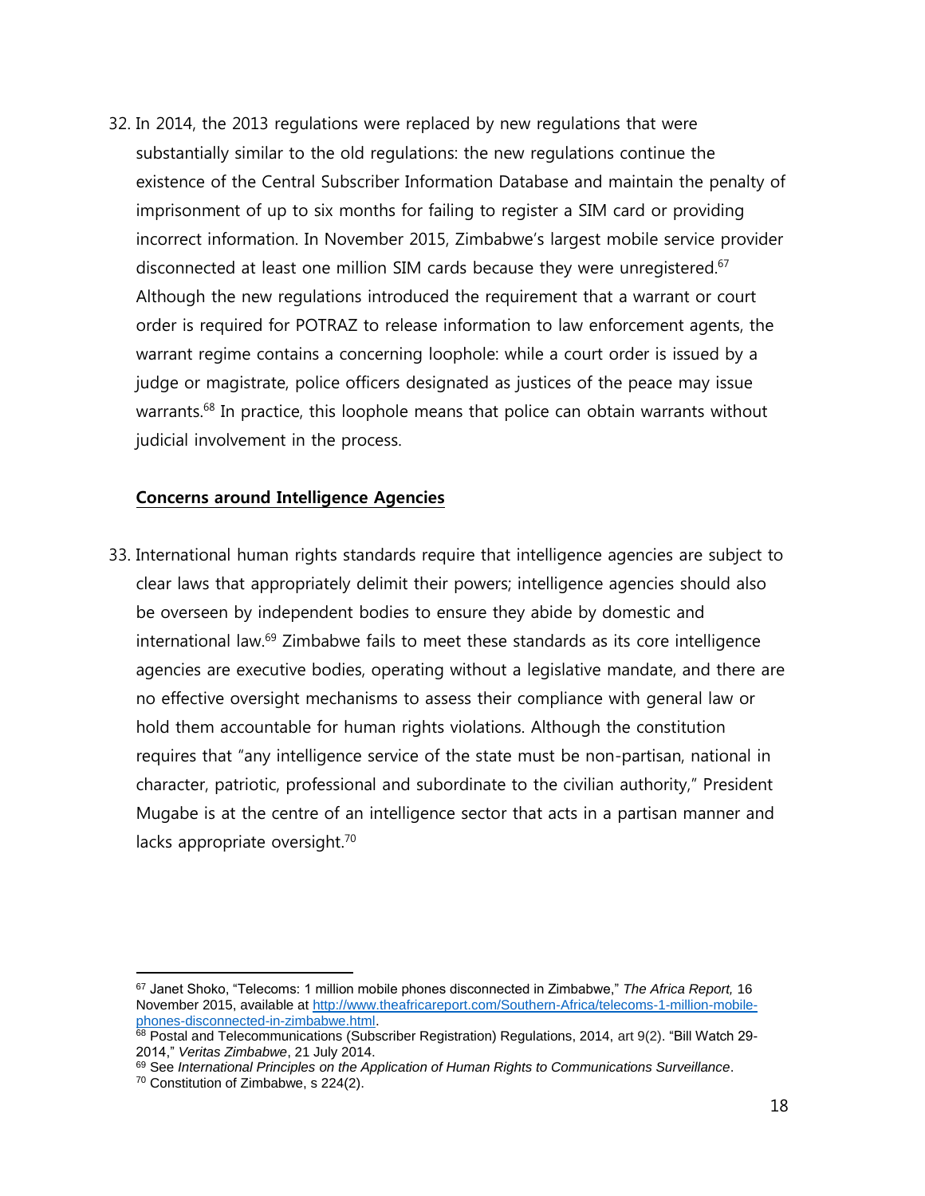32. In 2014, the 2013 regulations were replaced by new regulations that were substantially similar to the old regulations: the new regulations continue the existence of the Central Subscriber Information Database and maintain the penalty of imprisonment of up to six months for failing to register a SIM card or providing incorrect information. In November 2015, Zimbabwe's largest mobile service provider disconnected at least one million SIM cards because they were unregistered.[67] Although the new regulations introduced the requirement that a warrant or court order is required for POTRAZ to release information to law enforcement agents, the warrant regime contains a concerning loophole: while a court order is issued by a judge or magistrate, police officers designated as justices of the peace may issue warrants.[68] In practice, this loophole means that police can obtain warrants without judicial involvement in the process.

**Concerns around Intelligence Agencies**

33. International human rights standards require that intelligence agencies are subject to clear laws that appropriately delimit their powers; intelligence agencies should also be overseen by independent bodies to ensure they abide by domestic and international law.[69] Zimbabwe fails to meet these standards as its core intelligence agencies are executive bodies, operating without a legislative mandate, and there are no effective oversight mechanisms to assess their compliance with general law or hold them accountable for human rights violations. Although the constitution requires that "any intelligence service of the state must be non-partisan, national in character, patriotic, professional and subordinate to the civilian authority," President Mugabe is at the centre of an intelligence sector that acts in a partisan manner and lacks appropriate oversight.[70]

---

[67] Janet Shoko, "Telecoms: 1 million mobile phones disconnected in Zimbabwe," *The Africa Report,* 16 November 2015, available at http://www.theafricareport.com/Southern-Africa/telecoms-1-million-mobile-phones-disconnected-in-zimbabwe.html.

[68] Postal and Telecommunications (Subscriber Registration) Regulations, 2014, art 9(2). "Bill Watch 29-2014," *Veritas Zimbabwe*, 21 July 2014.

[69] See *International Principles on the Application of Human Rights to Communications Surveillance*.

[70] Constitution of Zimbabwe, s 224(2).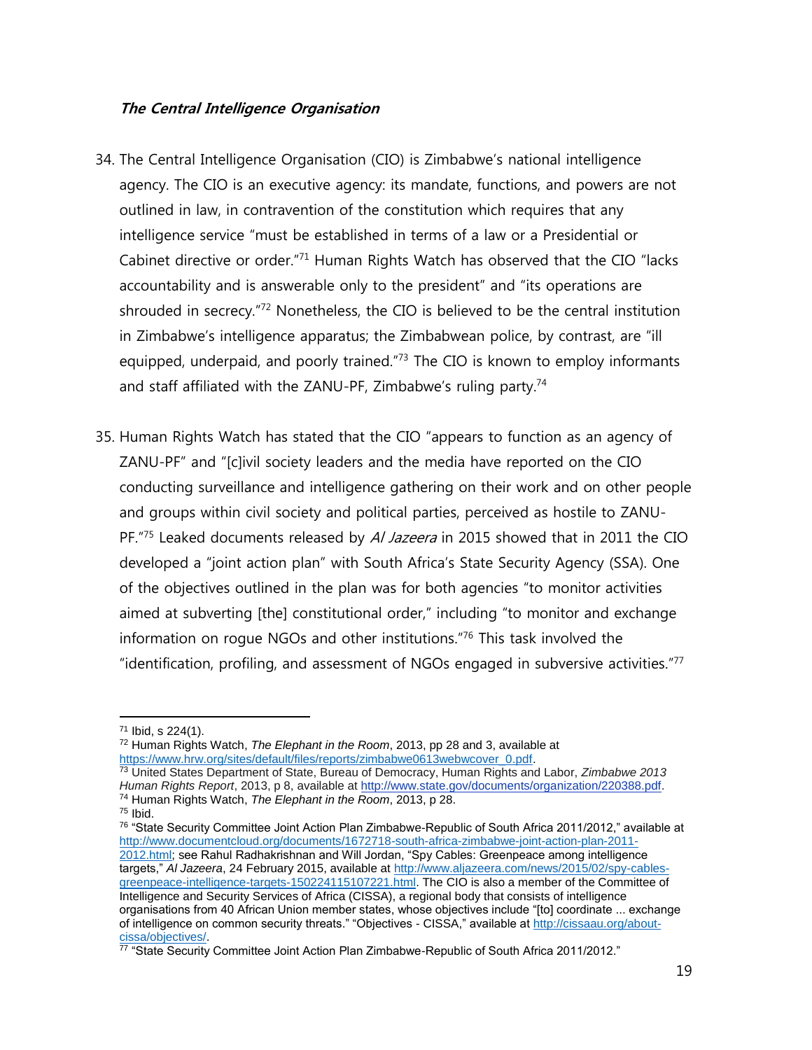### ***The Central Intelligence Organisation***

34. The Central Intelligence Organisation (CIO) is Zimbabwe's national intelligence agency. The CIO is an executive agency: its mandate, functions, and powers are not outlined in law, in contravention of the constitution which requires that any intelligence service "must be established in terms of a law or a Presidential or Cabinet directive or order."[71] Human Rights Watch has observed that the CIO "lacks accountability and is answerable only to the president" and "its operations are shrouded in secrecy."[72] Nonetheless, the CIO is believed to be the central institution in Zimbabwe's intelligence apparatus; the Zimbabwean police, by contrast, are "ill equipped, underpaid, and poorly trained."[73] The CIO is known to employ informants and staff affiliated with the ZANU-PF, Zimbabwe's ruling party.[74]

35. Human Rights Watch has stated that the CIO "appears to function as an agency of ZANU-PF" and "[c]ivil society leaders and the media have reported on the CIO conducting surveillance and intelligence gathering on their work and on other people and groups within civil society and political parties, perceived as hostile to ZANU-PF."[75] Leaked documents released by *Al Jazeera* in 2015 showed that in 2011 the CIO developed a "joint action plan" with South Africa's State Security Agency (SSA). One of the objectives outlined in the plan was for both agencies "to monitor activities aimed at subverting [the] constitutional order," including "to monitor and exchange information on rogue NGOs and other institutions."[76] This task involved the "identification, profiling, and assessment of NGOs engaged in subversive activities."[77]

---

[71] Ibid, s 224(1).

[72] Human Rights Watch, *The Elephant in the Room*, 2013, pp 28 and 3, available at https://www.hrw.org/sites/default/files/reports/zimbabwe0613webwcover_0.pdf.

[73] United States Department of State, Bureau of Democracy, Human Rights and Labor, *Zimbabwe 2013 Human Rights Report*, 2013, p 8, available at http://www.state.gov/documents/organization/220388.pdf.

[74] Human Rights Watch, *The Elephant in the Room*, 2013, p 28.

[75] Ibid.

[76] "State Security Committee Joint Action Plan Zimbabwe-Republic of South Africa 2011/2012," available at http://www.documentcloud.org/documents/1672718-south-africa-zimbabwe-joint-action-plan-2011-2012.html; see Rahul Radhakrishnan and Will Jordan, "Spy Cables: Greenpeace among intelligence targets," *Al Jazeera*, 24 February 2015, available at http://www.aljazeera.com/news/2015/02/spy-cables-greenpeace-intelligence-targets-150224115107221.html. The CIO is also a member of the Committee of Intelligence and Security Services of Africa (CISSA), a regional body that consists of intelligence organisations from 40 African Union member states, whose objectives include "[to] coordinate ... exchange of intelligence on common security threats." "Objectives - CISSA," available at http://cissaau.org/about-cissa/objectives/.

[77] "State Security Committee Joint Action Plan Zimbabwe-Republic of South Africa 2011/2012."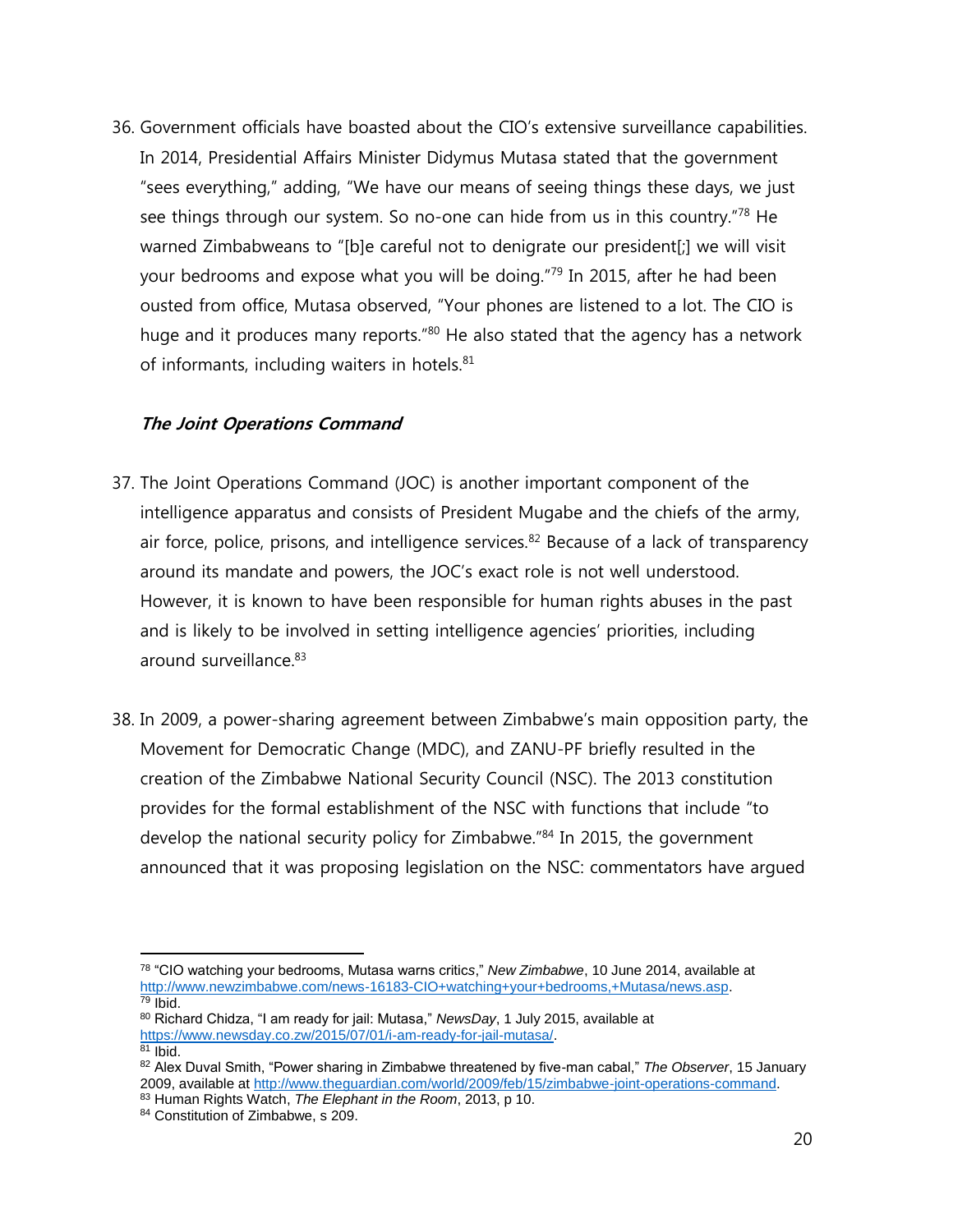36. Government officials have boasted about the CIO's extensive surveillance capabilities. In 2014, Presidential Affairs Minister Didymus Mutasa stated that the government "sees everything," adding, "We have our means of seeing things these days, we just see things through our system. So no-one can hide from us in this country."[78] He warned Zimbabweans to "[b]e careful not to denigrate our president[;] we will visit your bedrooms and expose what you will be doing."[79] In 2015, after he had been ousted from office, Mutasa observed, "Your phones are listened to a lot. The CIO is huge and it produces many reports."[80] He also stated that the agency has a network of informants, including waiters in hotels.[81]

### *The Joint Operations Command*

37. The Joint Operations Command (JOC) is another important component of the intelligence apparatus and consists of President Mugabe and the chiefs of the army, air force, police, prisons, and intelligence services.[82] Because of a lack of transparency around its mandate and powers, the JOC's exact role is not well understood. However, it is known to have been responsible for human rights abuses in the past and is likely to be involved in setting intelligence agencies' priorities, including around surveillance.[83]

38. In 2009, a power-sharing agreement between Zimbabwe's main opposition party, the Movement for Democratic Change (MDC), and ZANU-PF briefly resulted in the creation of the Zimbabwe National Security Council (NSC). The 2013 constitution provides for the formal establishment of the NSC with functions that include "to develop the national security policy for Zimbabwe."[84] In 2015, the government announced that it was proposing legislation on the NSC: commentators have argued

---

[78] "CIO watching your bedrooms, Mutasa warns critics," *New Zimbabwe*, 10 June 2014, available at http://www.newzimbabwe.com/news-16183-CIO+watching+your+bedrooms,+Mutasa/news.asp.
[79] Ibid.
[80] Richard Chidza, "I am ready for jail: Mutasa," *NewsDay*, 1 July 2015, available at https://www.newsday.co.zw/2015/07/01/i-am-ready-for-jail-mutasa/.
[81] Ibid.
[82] Alex Duval Smith, "Power sharing in Zimbabwe threatened by five-man cabal," *The Observer*, 15 January 2009, available at http://www.theguardian.com/world/2009/feb/15/zimbabwe-joint-operations-command.
[83] Human Rights Watch, *The Elephant in the Room*, 2013, p 10.
[84] Constitution of Zimbabwe, s 209.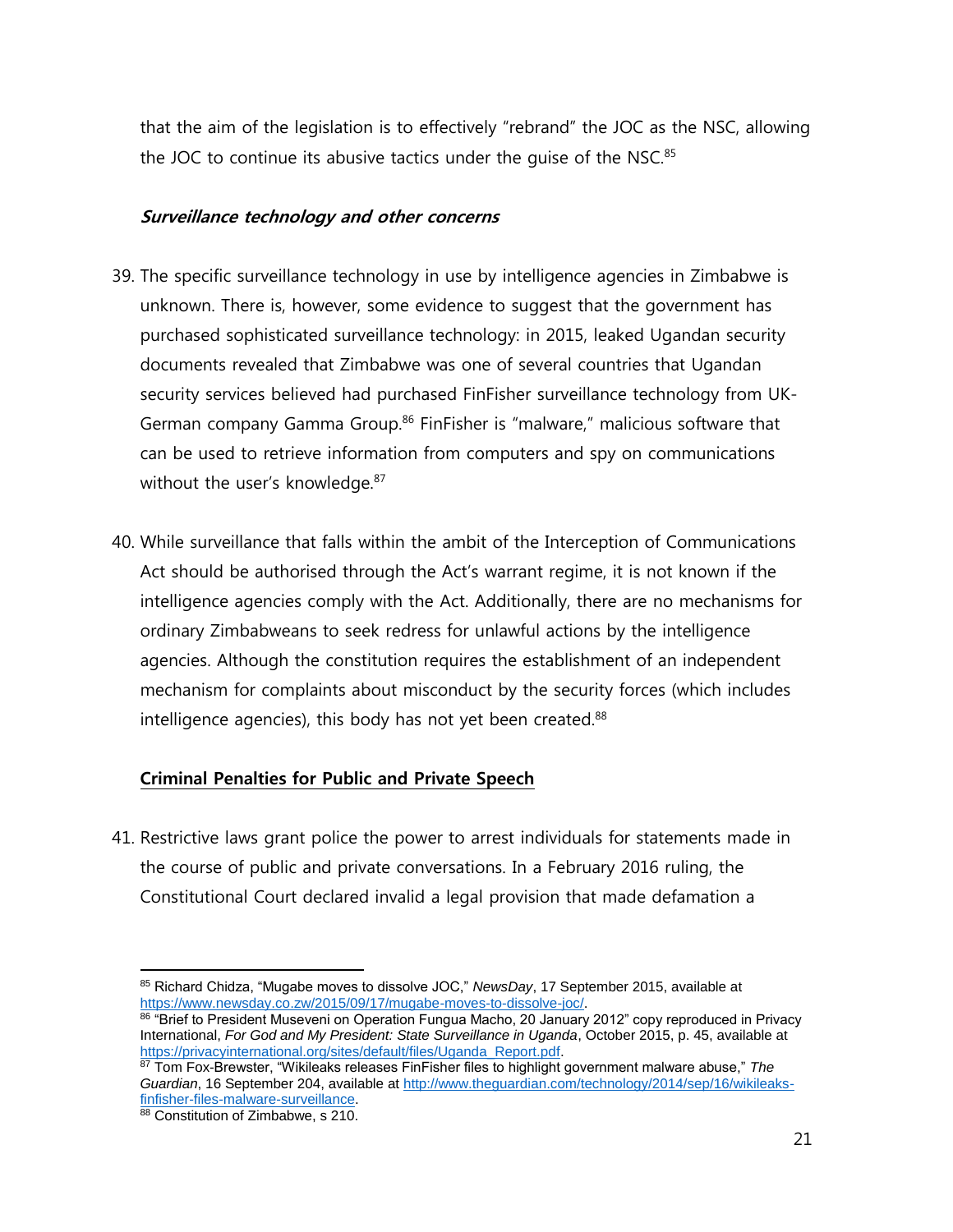that the aim of the legislation is to effectively "rebrand" the JOC as the NSC, allowing the JOC to continue its abusive tactics under the guise of the NSC.[85]

### *Surveillance technology and other concerns*

39. The specific surveillance technology in use by intelligence agencies in Zimbabwe is unknown. There is, however, some evidence to suggest that the government has purchased sophisticated surveillance technology: in 2015, leaked Ugandan security documents revealed that Zimbabwe was one of several countries that Ugandan security services believed had purchased FinFisher surveillance technology from UK-German company Gamma Group.[86] FinFisher is "malware," malicious software that can be used to retrieve information from computers and spy on communications without the user's knowledge.[87]

40. While surveillance that falls within the ambit of the Interception of Communications Act should be authorised through the Act's warrant regime, it is not known if the intelligence agencies comply with the Act. Additionally, there are no mechanisms for ordinary Zimbabweans to seek redress for unlawful actions by the intelligence agencies. Although the constitution requires the establishment of an independent mechanism for complaints about misconduct by the security forces (which includes intelligence agencies), this body has not yet been created.[88]

## Criminal Penalties for Public and Private Speech

41. Restrictive laws grant police the power to arrest individuals for statements made in the course of public and private conversations. In a February 2016 ruling, the Constitutional Court declared invalid a legal provision that made defamation a

---

[85] Richard Chidza, "Mugabe moves to dissolve JOC," *NewsDay*, 17 September 2015, available at https://www.newsday.co.zw/2015/09/17/mugabe-moves-to-dissolve-joc/.

[86] "Brief to President Museveni on Operation Fungua Macho, 20 January 2012" copy reproduced in Privacy International, *For God and My President: State Surveillance in Uganda*, October 2015, p. 45, available at https://privacyinternational.org/sites/default/files/Uganda_Report.pdf.

[87] Tom Fox-Brewster, "Wikileaks releases FinFisher files to highlight government malware abuse," *The Guardian*, 16 September 204, available at http://www.theguardian.com/technology/2014/sep/16/wikileaks-finfisher-files-malware-surveillance.

[88] Constitution of Zimbabwe, s 210.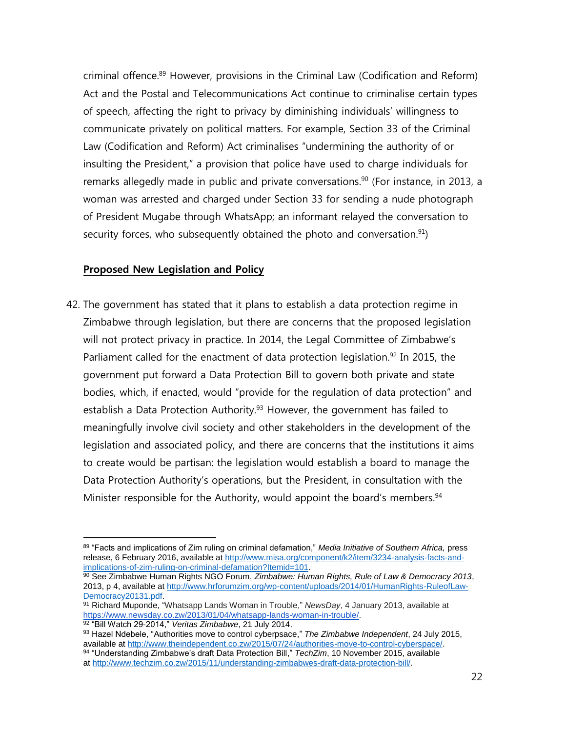criminal offence.[89] However, provisions in the Criminal Law (Codification and Reform) Act and the Postal and Telecommunications Act continue to criminalise certain types of speech, affecting the right to privacy by diminishing individuals' willingness to communicate privately on political matters. For example, Section 33 of the Criminal Law (Codification and Reform) Act criminalises "undermining the authority of or insulting the President," a provision that police have used to charge individuals for remarks allegedly made in public and private conversations.[90] (For instance, in 2013, a woman was arrested and charged under Section 33 for sending a nude photograph of President Mugabe through WhatsApp; an informant relayed the conversation to security forces, who subsequently obtained the photo and conversation.[91])

**Proposed New Legislation and Policy**

42. The government has stated that it plans to establish a data protection regime in Zimbabwe through legislation, but there are concerns that the proposed legislation will not protect privacy in practice. In 2014, the Legal Committee of Zimbabwe's Parliament called for the enactment of data protection legislation.[92] In 2015, the government put forward a Data Protection Bill to govern both private and state bodies, which, if enacted, would "provide for the regulation of data protection" and establish a Data Protection Authority.[93] However, the government has failed to meaningfully involve civil society and other stakeholders in the development of the legislation and associated policy, and there are concerns that the institutions it aims to create would be partisan: the legislation would establish a board to manage the Data Protection Authority's operations, but the President, in consultation with the Minister responsible for the Authority, would appoint the board's members.[94]

---

[89] "Facts and implications of Zim ruling on criminal defamation," *Media Initiative of Southern Africa*, press release, 6 February 2016, available at http://www.misa.org/component/k2/item/3234-analysis-facts-and-implications-of-zim-ruling-on-criminal-defamation?Itemid=101.

[90] See Zimbabwe Human Rights NGO Forum, *Zimbabwe: Human Rights, Rule of Law & Democracy 2013*, 2013, p 4, available at http://www.hrforumzim.org/wp-content/uploads/2014/01/HumanRights-RuleofLaw-Democracy20131.pdf.

[91] Richard Muponde, "Whatsapp Lands Woman in Trouble," *NewsDay*, 4 January 2013, available at https://www.newsday.co.zw/2013/01/04/whatsapp-lands-woman-in-trouble/.

[92] "Bill Watch 29-2014," *Veritas Zimbabwe*, 21 July 2014.

[93] Hazel Ndebele, "Authorities move to control cyberpsace," *The Zimbabwe Independent*, 24 July 2015, available at http://www.theindependent.co.zw/2015/07/24/authorities-move-to-control-cyberspace/.

[94] "Understanding Zimbabwe's draft Data Protection Bill," *TechZim*, 10 November 2015, available at http://www.techzim.co.zw/2015/11/understanding-zimbabwes-draft-data-protection-bill/.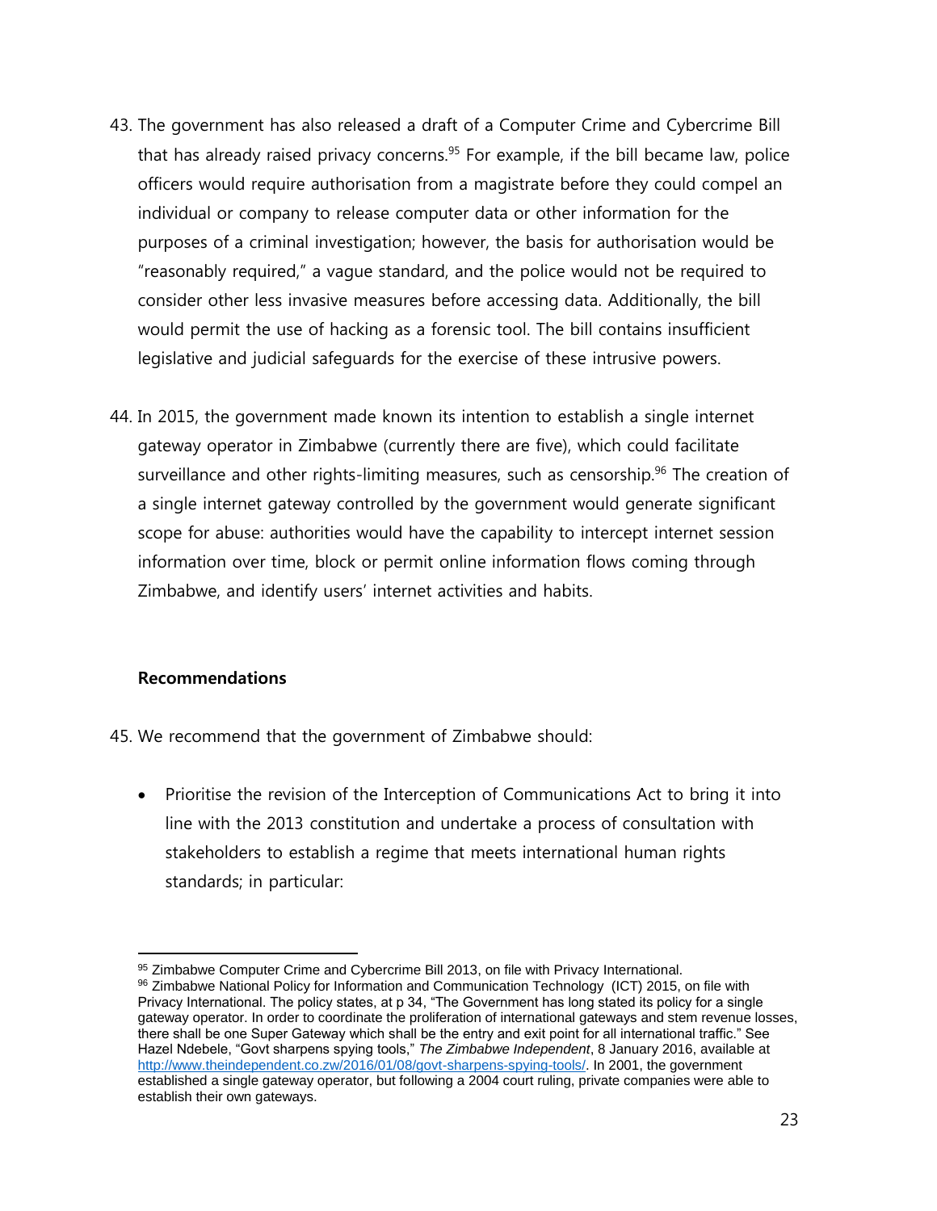43. The government has also released a draft of a Computer Crime and Cybercrime Bill that has already raised privacy concerns.[95] For example, if the bill became law, police officers would require authorisation from a magistrate before they could compel an individual or company to release computer data or other information for the purposes of a criminal investigation; however, the basis for authorisation would be "reasonably required," a vague standard, and the police would not be required to consider other less invasive measures before accessing data. Additionally, the bill would permit the use of hacking as a forensic tool. The bill contains insufficient legislative and judicial safeguards for the exercise of these intrusive powers.

44. In 2015, the government made known its intention to establish a single internet gateway operator in Zimbabwe (currently there are five), which could facilitate surveillance and other rights-limiting measures, such as censorship.[96] The creation of a single internet gateway controlled by the government would generate significant scope for abuse: authorities would have the capability to intercept internet session information over time, block or permit online information flows coming through Zimbabwe, and identify users' internet activities and habits.

**Recommendations**

45. We recommend that the government of Zimbabwe should:

- Prioritise the revision of the Interception of Communications Act to bring it into line with the 2013 constitution and undertake a process of consultation with stakeholders to establish a regime that meets international human rights standards; in particular:

---

[95] Zimbabwe Computer Crime and Cybercrime Bill 2013, on file with Privacy International.

[96] Zimbabwe National Policy for Information and Communication Technology (ICT) 2015, on file with Privacy International. The policy states, at p 34, "The Government has long stated its policy for a single gateway operator. In order to coordinate the proliferation of international gateways and stem revenue losses, there shall be one Super Gateway which shall be the entry and exit point for all international traffic." See Hazel Ndebele, "Govt sharpens spying tools," *The Zimbabwe Independent*, 8 January 2016, available at http://www.theindependent.co.zw/2016/01/08/govt-sharpens-spying-tools/. In 2001, the government established a single gateway operator, but following a 2004 court ruling, private companies were able to establish their own gateways.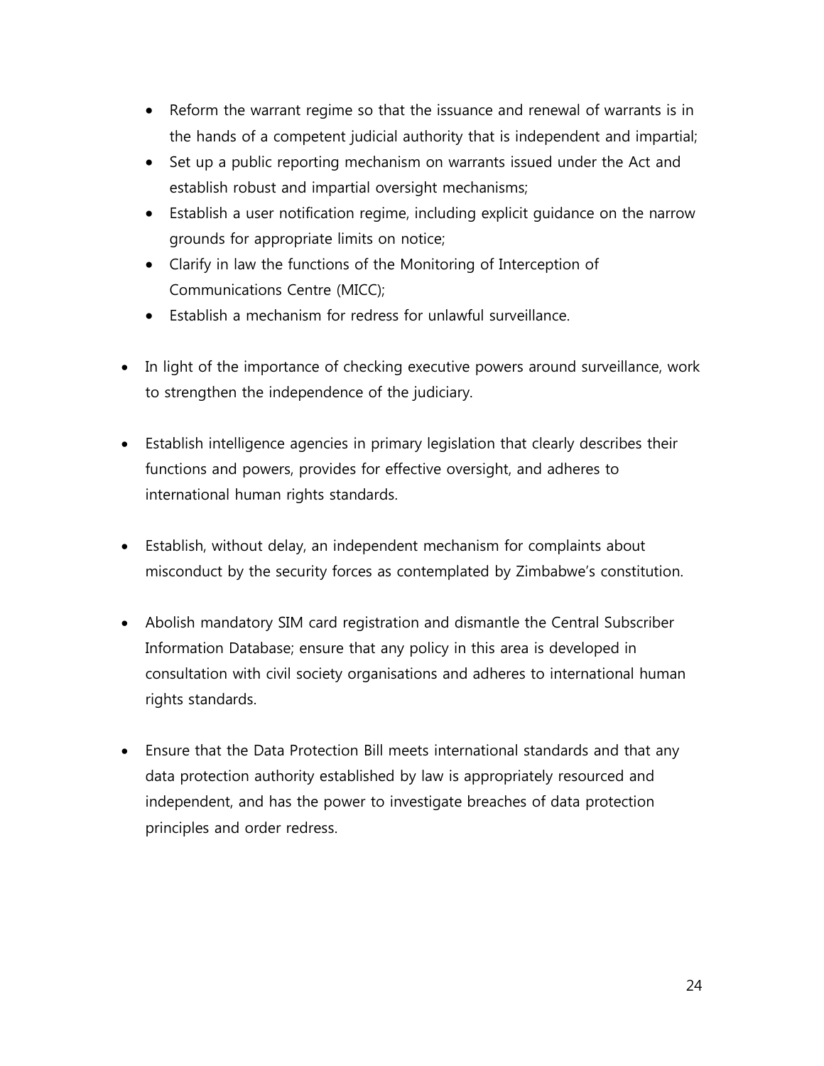- Reform the warrant regime so that the issuance and renewal of warrants is in the hands of a competent judicial authority that is independent and impartial;
  - Set up a public reporting mechanism on warrants issued under the Act and establish robust and impartial oversight mechanisms;
  - Establish a user notification regime, including explicit guidance on the narrow grounds for appropriate limits on notice;
  - Clarify in law the functions of the Monitoring of Interception of Communications Centre (MICC);
  - Establish a mechanism for redress for unlawful surveillance.

- In light of the importance of checking executive powers around surveillance, work to strengthen the independence of the judiciary.

- Establish intelligence agencies in primary legislation that clearly describes their functions and powers, provides for effective oversight, and adheres to international human rights standards.

- Establish, without delay, an independent mechanism for complaints about misconduct by the security forces as contemplated by Zimbabwe's constitution.

- Abolish mandatory SIM card registration and dismantle the Central Subscriber Information Database; ensure that any policy in this area is developed in consultation with civil society organisations and adheres to international human rights standards.

- Ensure that the Data Protection Bill meets international standards and that any data protection authority established by law is appropriately resourced and independent, and has the power to investigate breaches of data protection principles and order redress.